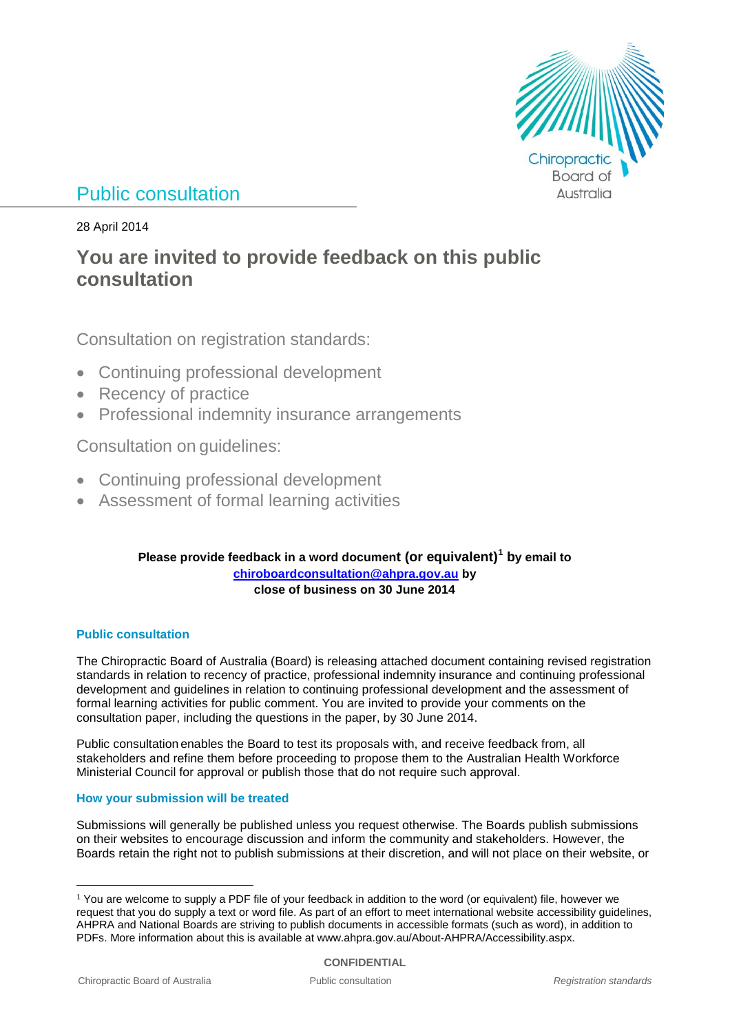# Public consultation

28 April 2014

## You are invited to provide feedback on this public consultation

Consultation on registration standards:

- Continuing professional development
- Recency of practice
- Professional indemnity insurance arrangements

Consultation on guidelines:

- Continuing professional development
- Assessment of formal learning activities

**Please provide feedback in a word document (or equivalent)[1] by email to [chiroboardconsultation@ahpra.gov.au](mailto:chiroboardconsultation@ahpra.gov.au) by close of business on 30 June 2014**

### Public consultation

The Chiropractic Board of Australia (Board) is releasing attached document containing revised registration standards in relation to recency of practice, professional indemnity insurance and continuing professional development and guidelines in relation to continuing professional development and the assessment of formal learning activities for public comment. You are invited to provide your comments on the consultation paper, including the questions in the paper, by 30 June 2014.

Public consultation enables the Board to test its proposals with, and receive feedback from, all stakeholders and refine them before proceeding to propose them to the Australian Health Workforce Ministerial Council for approval or publish those that do not require such approval.

### How your submission will be treated

Submissions will generally be published unless you request otherwise. The Boards publish submissions on their websites to encourage discussion and inform the community and stakeholders. However, the Boards retain the right not to publish submissions at their discretion, and will not place on their website, or

[1] You are welcome to supply a PDF file of your feedback in addition to the word (or equivalent) file, however we request that you do supply a text or word file. As part of an effort to meet international website accessibility guidelines, AHPRA and National Boards are striving to publish documents in accessible formats (such as word), in addition to PDFs. More information about this is available at www.ahpra.gov.au/About-AHPRA/Accessibility.aspx.

CONFIDENTIAL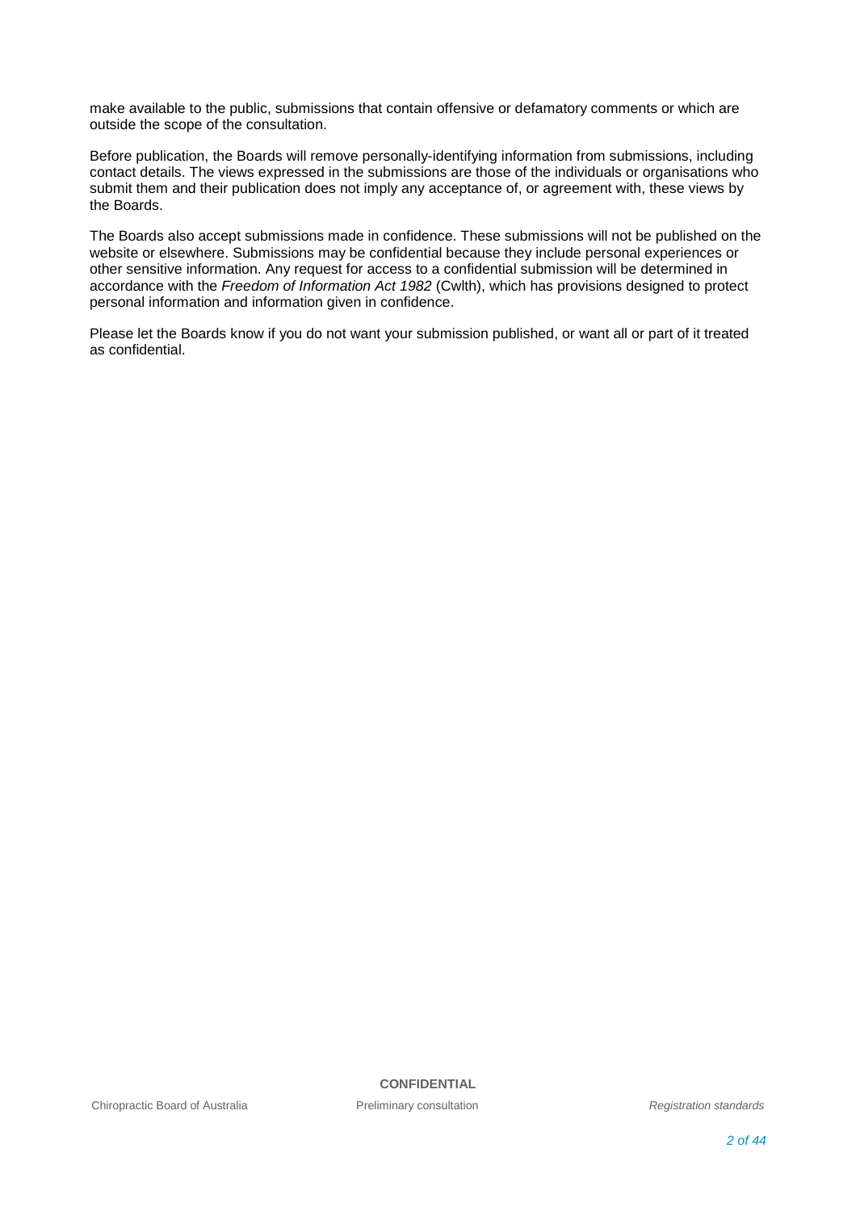make available to the public, submissions that contain offensive or defamatory comments or which are outside the scope of the consultation.

Before publication, the Boards will remove personally-identifying information from submissions, including contact details. The views expressed in the submissions are those of the individuals or organisations who submit them and their publication does not imply any acceptance of, or agreement with, these views by the Boards.

The Boards also accept submissions made in confidence. These submissions will not be published on the website or elsewhere. Submissions may be confidential because they include personal experiences or other sensitive information. Any request for access to a confidential submission will be determined in accordance with the *Freedom of Information Act 1982* (Cwlth), which has provisions designed to protect personal information and information given in confidence.

Please let the Boards know if you do not want your submission published, or want all or part of it treated as confidential.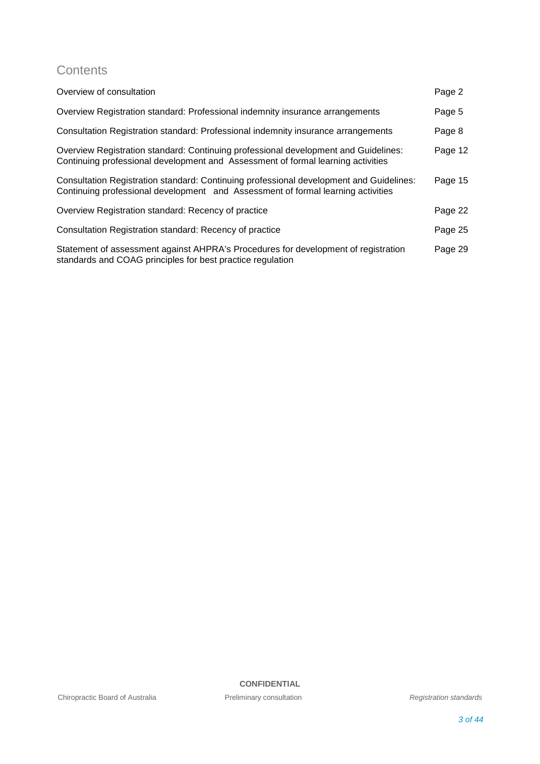## Contents

| | |
|---|---|
| Overview of consultation | Page 2 |
| Overview Registration standard: Professional indemnity insurance arrangements | Page 5 |
| Consultation Registration standard: Professional indemnity insurance arrangements | Page 8 |
| Overview Registration standard: Continuing professional development and Guidelines: Continuing professional development and Assessment of formal learning activities | Page 12 |
| Consultation Registration standard: Continuing professional development and Guidelines: Continuing professional development and Assessment of formal learning activities | Page 15 |
| Overview Registration standard: Recency of practice | Page 22 |
| Consultation Registration standard: Recency of practice | Page 25 |
| Statement of assessment against AHPRA's Procedures for development of registration standards and COAG principles for best practice regulation | Page 29 |

**CONFIDENTIAL**

Chiropractic Board of Australia | Preliminary consultation | *Registration standards*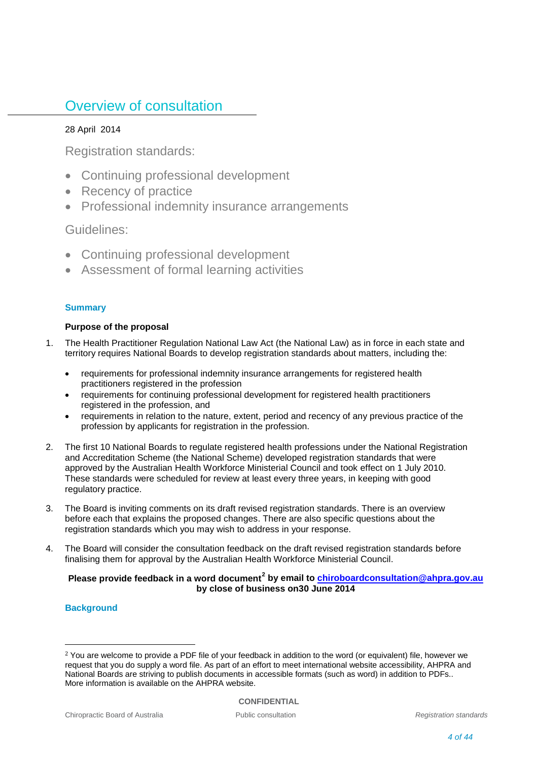# Overview of consultation

28 April 2014

Registration standards:

- Continuing professional development
- Recency of practice
- Professional indemnity insurance arrangements

Guidelines:

- Continuing professional development
- Assessment of formal learning activities

### Summary

**Purpose of the proposal**

1. The Health Practitioner Regulation National Law Act (the National Law) as in force in each state and territory requires National Boards to develop registration standards about matters, including the:
   - requirements for professional indemnity insurance arrangements for registered health practitioners registered in the profession
   - requirements for continuing professional development for registered health practitioners registered in the profession, and
   - requirements in relation to the nature, extent, period and recency of any previous practice of the profession by applicants for registration in the profession.

2. The first 10 National Boards to regulate registered health professions under the National Registration and Accreditation Scheme (the National Scheme) developed registration standards that were approved by the Australian Health Workforce Ministerial Council and took effect on 1 July 2010. These standards were scheduled for review at least every three years, in keeping with good regulatory practice.

3. The Board is inviting comments on its draft revised registration standards. There is an overview before each that explains the proposed changes. There are also specific questions about the registration standards which you may wish to address in your response.

4. The Board will consider the consultation feedback on the draft revised registration standards before finalising them for approval by the Australian Health Workforce Ministerial Council.

**Please provide feedback in a word document[2] by email to chiroboardconsultation@ahpra.gov.au by close of business on30 June 2014**

### Background

[2] You are welcome to provide a PDF file of your feedback in addition to the word (or equivalent) file, however we request that you do supply a word file. As part of an effort to meet international website accessibility, AHPRA and National Boards are striving to publish documents in accessible formats (such as word) in addition to PDFs.. More information is available on the AHPRA website.

CONFIDENTIAL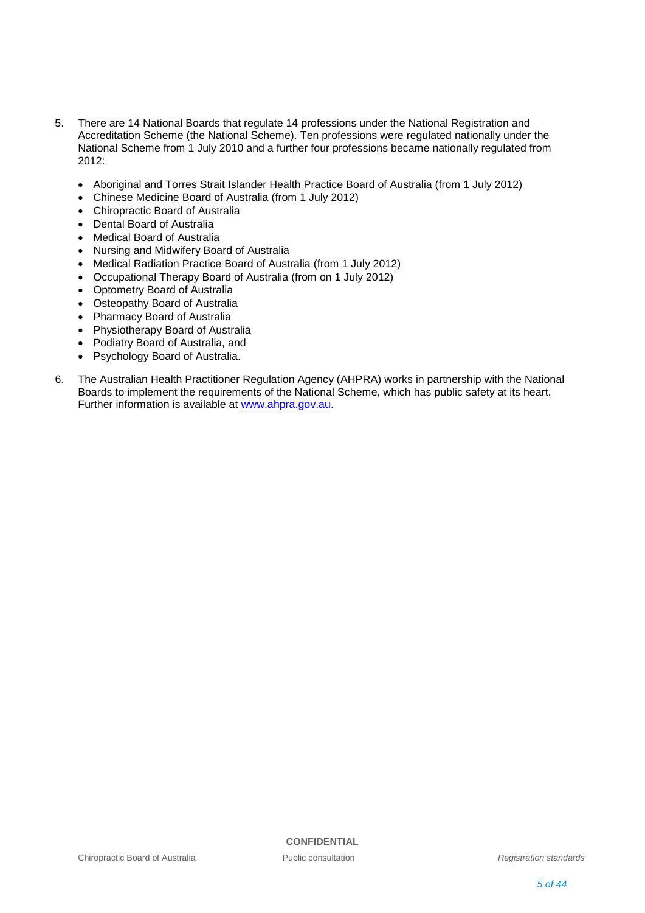5. There are 14 National Boards that regulate 14 professions under the National Registration and Accreditation Scheme (the National Scheme). Ten professions were regulated nationally under the National Scheme from 1 July 2010 and a further four professions became nationally regulated from 2012:

   - Aboriginal and Torres Strait Islander Health Practice Board of Australia (from 1 July 2012)
   - Chinese Medicine Board of Australia (from 1 July 2012)
   - Chiropractic Board of Australia
   - Dental Board of Australia
   - Medical Board of Australia
   - Nursing and Midwifery Board of Australia
   - Medical Radiation Practice Board of Australia (from 1 July 2012)
   - Occupational Therapy Board of Australia (from on 1 July 2012)
   - Optometry Board of Australia
   - Osteopathy Board of Australia
   - Pharmacy Board of Australia
   - Physiotherapy Board of Australia
   - Podiatry Board of Australia, and
   - Psychology Board of Australia.

6. The Australian Health Practitioner Regulation Agency (AHPRA) works in partnership with the National Boards to implement the requirements of the National Scheme, which has public safety at its heart. Further information is available at [www.ahpra.gov.au](http://www.ahpra.gov.au).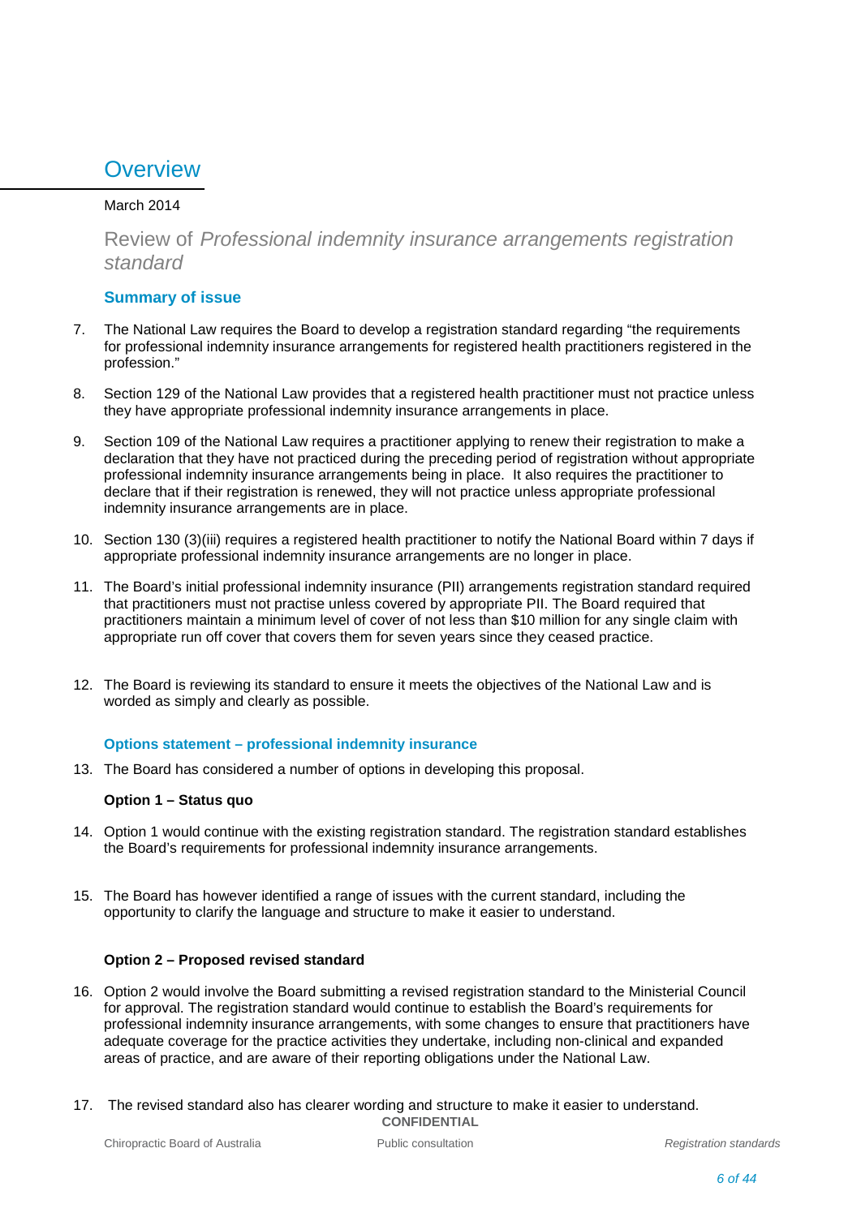# Overview

March 2014

## Review of *Professional indemnity insurance arrangements registration standard*

### Summary of issue

7. The National Law requires the Board to develop a registration standard regarding "the requirements for professional indemnity insurance arrangements for registered health practitioners registered in the profession."

8. Section 129 of the National Law provides that a registered health practitioner must not practice unless they have appropriate professional indemnity insurance arrangements in place.

9. Section 109 of the National Law requires a practitioner applying to renew their registration to make a declaration that they have not practiced during the preceding period of registration without appropriate professional indemnity insurance arrangements being in place. It also requires the practitioner to declare that if their registration is renewed, they will not practice unless appropriate professional indemnity insurance arrangements are in place.

10. Section 130 (3)(iii) requires a registered health practitioner to notify the National Board within 7 days if appropriate professional indemnity insurance arrangements are no longer in place.

11. The Board's initial professional indemnity insurance (PII) arrangements registration standard required that practitioners must not practise unless covered by appropriate PII. The Board required that practitioners maintain a minimum level of cover of not less than $10 million for any single claim with appropriate run off cover that covers them for seven years since they ceased practice.

12. The Board is reviewing its standard to ensure it meets the objectives of the National Law and is worded as simply and clearly as possible.

#### Options statement – professional indemnity insurance

13. The Board has considered a number of options in developing this proposal.

**Option 1 – Status quo**

14. Option 1 would continue with the existing registration standard. The registration standard establishes the Board's requirements for professional indemnity insurance arrangements.

15. The Board has however identified a range of issues with the current standard, including the opportunity to clarify the language and structure to make it easier to understand.

**Option 2 – Proposed revised standard**

16. Option 2 would involve the Board submitting a revised registration standard to the Ministerial Council for approval. The registration standard would continue to establish the Board's requirements for professional indemnity insurance arrangements, with some changes to ensure that practitioners have adequate coverage for the practice activities they undertake, including non-clinical and expanded areas of practice, and are aware of their reporting obligations under the National Law.

17. The revised standard also has clearer wording and structure to make it easier to understand.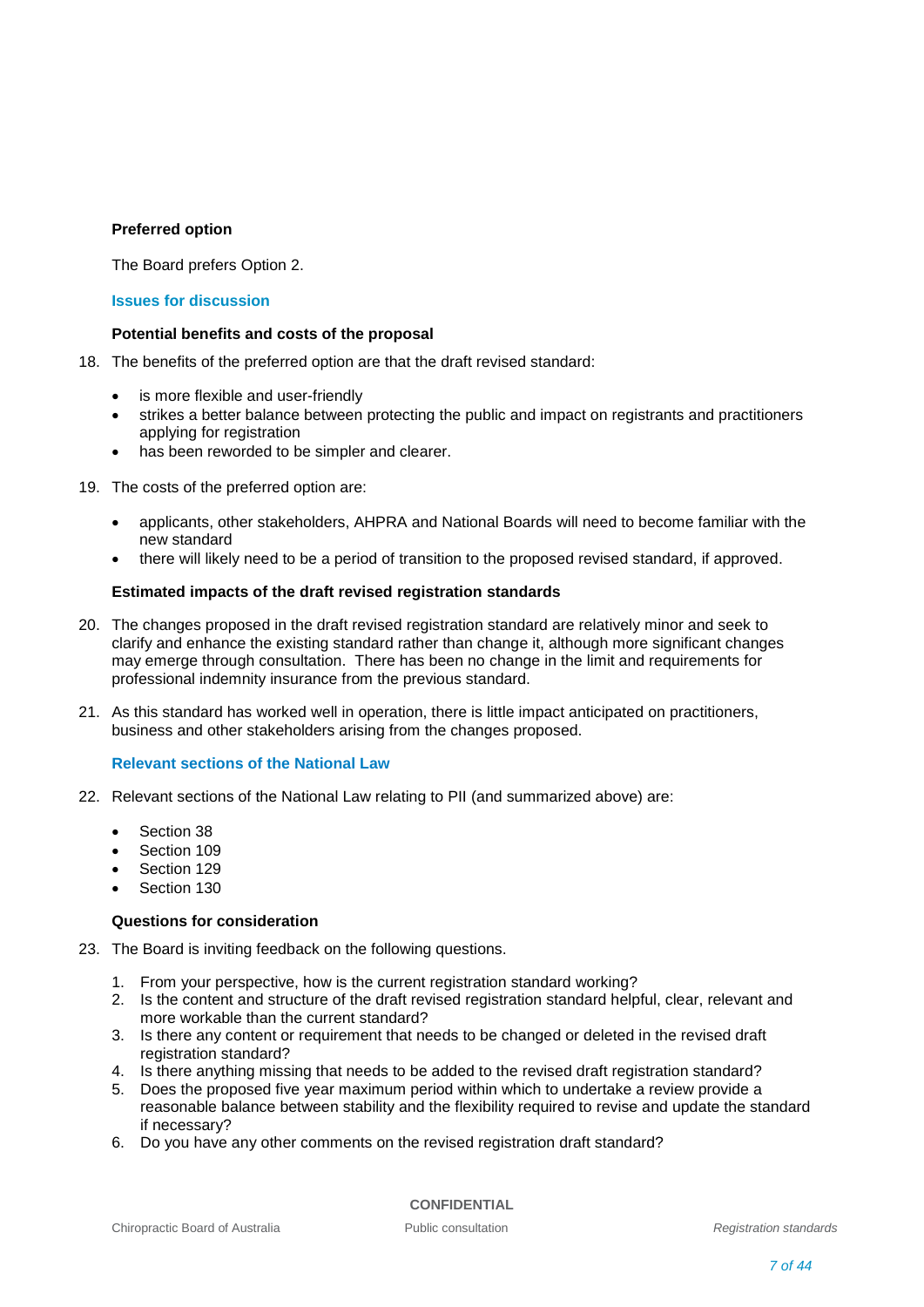**Preferred option**

The Board prefers Option 2.

## Issues for discussion

**Potential benefits and costs of the proposal**

18. The benefits of the preferred option are that the draft revised standard:

    - is more flexible and user-friendly
    - strikes a better balance between protecting the public and impact on registrants and practitioners applying for registration
    - has been reworded to be simpler and clearer.

19. The costs of the preferred option are:

    - applicants, other stakeholders, AHPRA and National Boards will need to become familiar with the new standard
    - there will likely need to be a period of transition to the proposed revised standard, if approved.

**Estimated impacts of the draft revised registration standards**

20. The changes proposed in the draft revised registration standard are relatively minor and seek to clarify and enhance the existing standard rather than change it, although more significant changes may emerge through consultation. There has been no change in the limit and requirements for professional indemnity insurance from the previous standard.

21. As this standard has worked well in operation, there is little impact anticipated on practitioners, business and other stakeholders arising from the changes proposed.

## Relevant sections of the National Law

22. Relevant sections of the National Law relating to PII (and summarized above) are:

    - Section 38
    - Section 109
    - Section 129
    - Section 130

**Questions for consideration**

23. The Board is inviting feedback on the following questions.

    1. From your perspective, how is the current registration standard working?
    2. Is the content and structure of the draft revised registration standard helpful, clear, relevant and more workable than the current standard?
    3. Is there any content or requirement that needs to be changed or deleted in the revised draft registration standard?
    4. Is there anything missing that needs to be added to the revised draft registration standard?
    5. Does the proposed five year maximum period within which to undertake a review provide a reasonable balance between stability and the flexibility required to revise and update the standard if necessary?
    6. Do you have any other comments on the revised registration draft standard?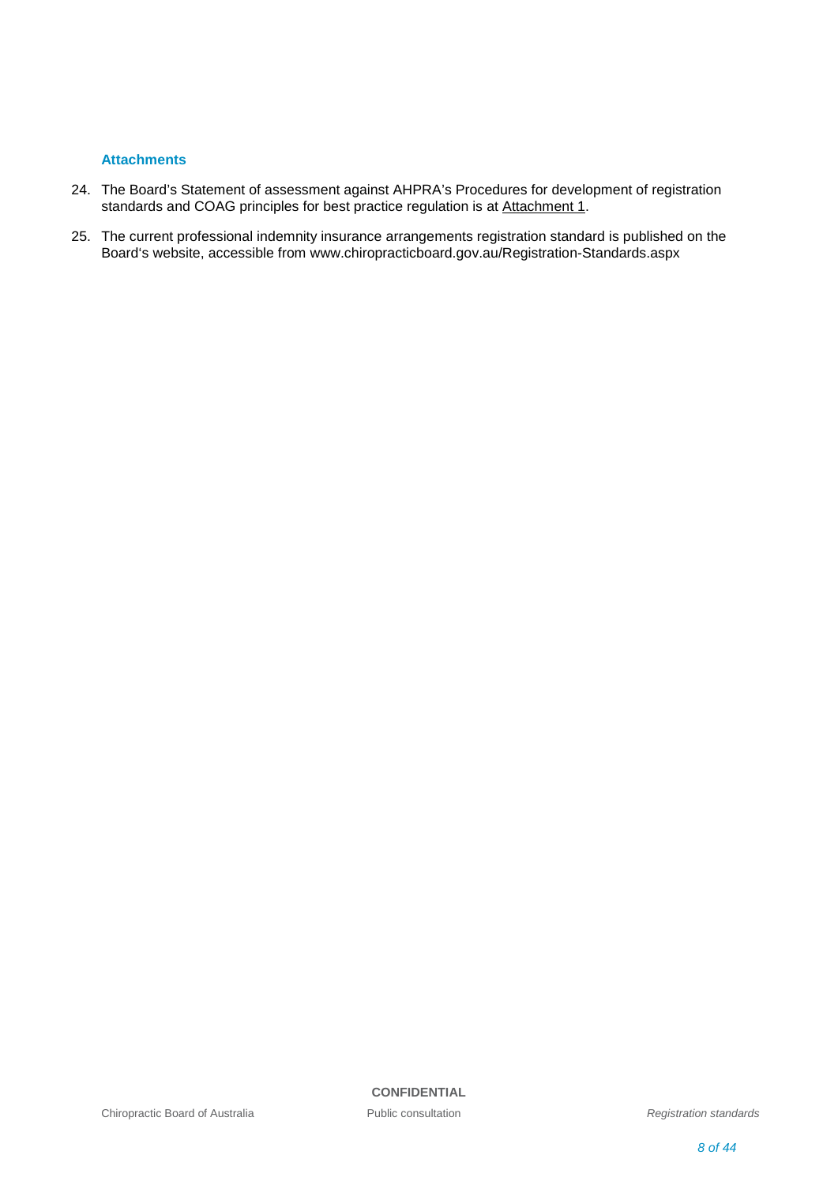### Attachments

24. The Board's Statement of assessment against AHPRA's Procedures for development of registration standards and COAG principles for best practice regulation is at Attachment 1.
25. The current professional indemnity insurance arrangements registration standard is published on the Board's website, accessible from www.chiropracticboard.gov.au/Registration-Standards.aspx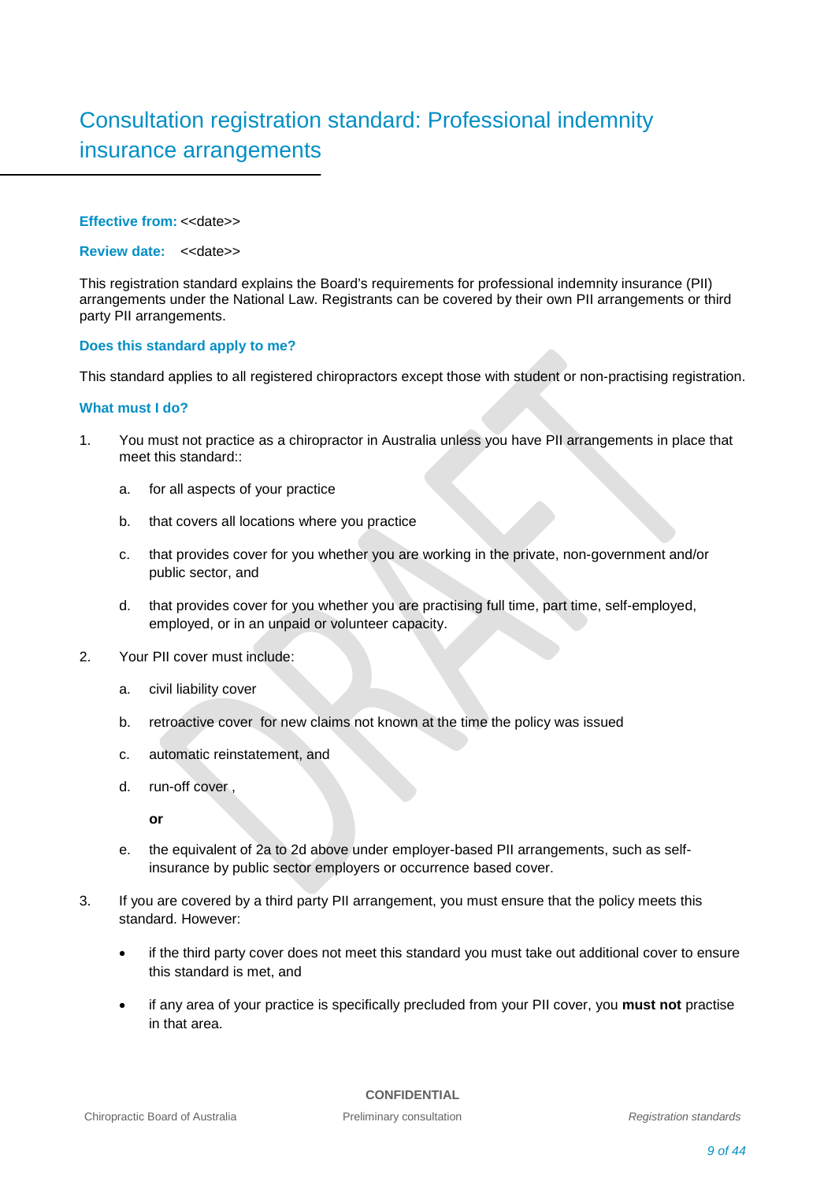# Consultation registration standard: Professional indemnity insurance arrangements

**Effective from:** <<date>>

**Review date:** <<date>>

This registration standard explains the Board's requirements for professional indemnity insurance (PII) arrangements under the National Law. Registrants can be covered by their own PII arrangements or third party PII arrangements.

### Does this standard apply to me?

This standard applies to all registered chiropractors except those with student or non-practising registration.

### What must I do?

1. You must not practice as a chiropractor in Australia unless you have PII arrangements in place that meet this standard::
   a. for all aspects of your practice
   b. that covers all locations where you practice
   c. that provides cover for you whether you are working in the private, non-government and/or public sector, and
   d. that provides cover for you whether you are practising full time, part time, self-employed, employed, or in an unpaid or volunteer capacity.
2. Your PII cover must include:
   a. civil liability cover
   b. retroactive cover for new claims not known at the time the policy was issued
   c. automatic reinstatement, and
   d. run-off cover ,

      **or**

   e. the equivalent of 2a to 2d above under employer-based PII arrangements, such as self-insurance by public sector employers or occurrence based cover.
3. If you are covered by a third party PII arrangement, you must ensure that the policy meets this standard. However:
   - if the third party cover does not meet this standard you must take out additional cover to ensure this standard is met, and
   - if any area of your practice is specifically precluded from your PII cover, you **must not** practise in that area.

CONFIDENTIAL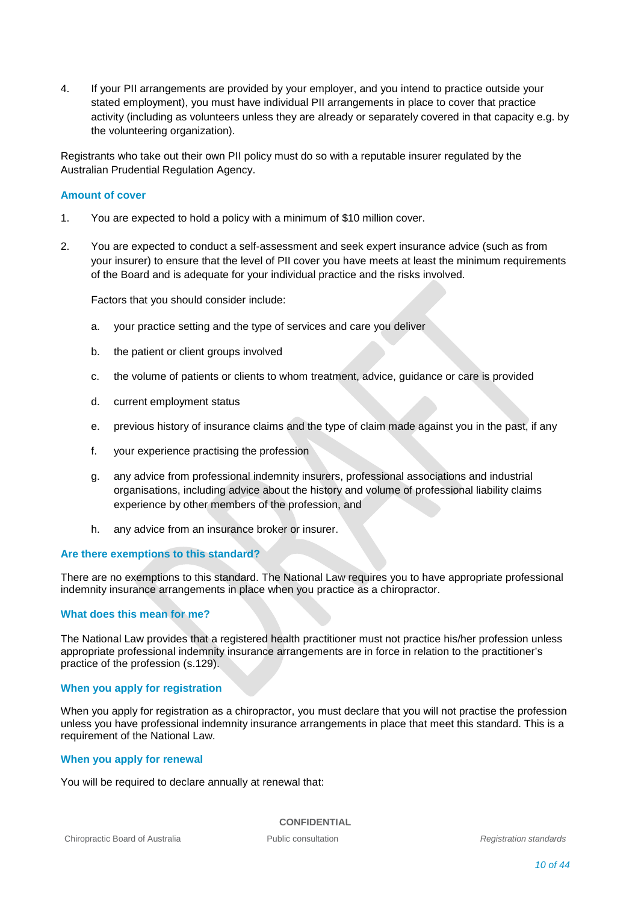4. If your PII arrangements are provided by your employer, and you intend to practice outside your stated employment), you must have individual PII arrangements in place to cover that practice activity (including as volunteers unless they are already or separately covered in that capacity e.g. by the volunteering organization).

Registrants who take out their own PII policy must do so with a reputable insurer regulated by the Australian Prudential Regulation Agency.

### Amount of cover

1. You are expected to hold a policy with a minimum of $10 million cover.

2. You are expected to conduct a self-assessment and seek expert insurance advice (such as from your insurer) to ensure that the level of PII cover you have meets at least the minimum requirements of the Board and is adequate for your individual practice and the risks involved.

   Factors that you should consider include:

   a. your practice setting and the type of services and care you deliver

   b. the patient or client groups involved

   c. the volume of patients or clients to whom treatment, advice, guidance or care is provided

   d. current employment status

   e. previous history of insurance claims and the type of claim made against you in the past, if any

   f. your experience practising the profession

   g. any advice from professional indemnity insurers, professional associations and industrial organisations, including advice about the history and volume of professional liability claims experience by other members of the profession, and

   h. any advice from an insurance broker or insurer.

### Are there exemptions to this standard?

There are no exemptions to this standard. The National Law requires you to have appropriate professional indemnity insurance arrangements in place when you practice as a chiropractor.

### What does this mean for me?

The National Law provides that a registered health practitioner must not practice his/her profession unless appropriate professional indemnity insurance arrangements are in force in relation to the practitioner's practice of the profession (s.129).

### When you apply for registration

When you apply for registration as a chiropractor, you must declare that you will not practise the profession unless you have professional indemnity insurance arrangements in place that meet this standard. This is a requirement of the National Law.

### When you apply for renewal

You will be required to declare annually at renewal that: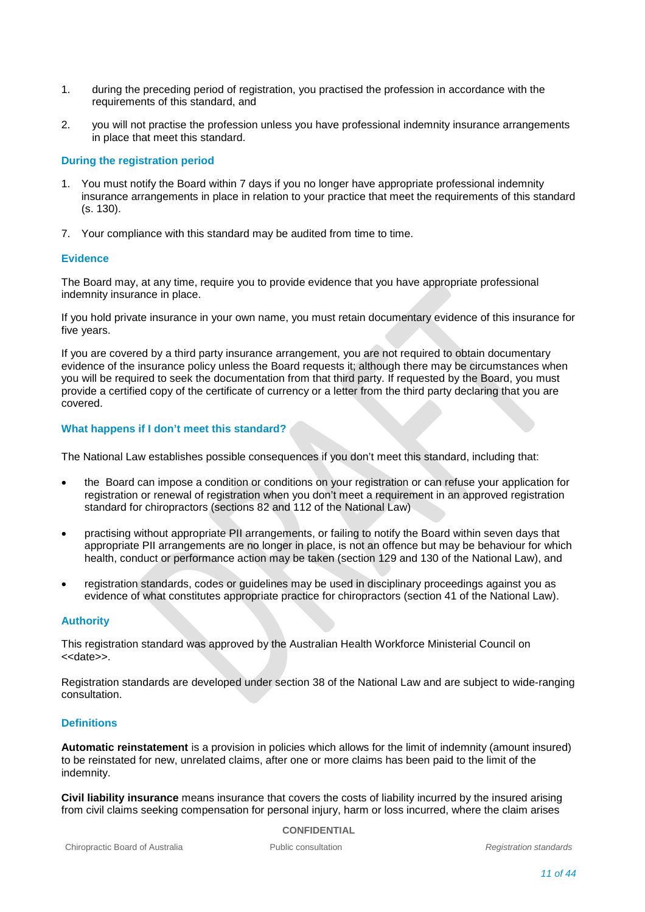1. during the preceding period of registration, you practised the profession in accordance with the requirements of this standard, and

2. you will not practise the profession unless you have professional indemnity insurance arrangements in place that meet this standard.

### During the registration period

1. You must notify the Board within 7 days if you no longer have appropriate professional indemnity insurance arrangements in place in relation to your practice that meet the requirements of this standard (s. 130).

7. Your compliance with this standard may be audited from time to time.

### Evidence

The Board may, at any time, require you to provide evidence that you have appropriate professional indemnity insurance in place.

If you hold private insurance in your own name, you must retain documentary evidence of this insurance for five years.

If you are covered by a third party insurance arrangement, you are not required to obtain documentary evidence of the insurance policy unless the Board requests it; although there may be circumstances when you will be required to seek the documentation from that third party. If requested by the Board, you must provide a certified copy of the certificate of currency or a letter from the third party declaring that you are covered.

### What happens if I don't meet this standard?

The National Law establishes possible consequences if you don't meet this standard, including that:

- the Board can impose a condition or conditions on your registration or can refuse your application for registration or renewal of registration when you don't meet a requirement in an approved registration standard for chiropractors (sections 82 and 112 of the National Law)
- practising without appropriate PII arrangements, or failing to notify the Board within seven days that appropriate PII arrangements are no longer in place, is not an offence but may be behaviour for which health, conduct or performance action may be taken (section 129 and 130 of the National Law), and
- registration standards, codes or guidelines may be used in disciplinary proceedings against you as evidence of what constitutes appropriate practice for chiropractors (section 41 of the National Law).

### Authority

This registration standard was approved by the Australian Health Workforce Ministerial Council on <<date>>.

Registration standards are developed under section 38 of the National Law and are subject to wide-ranging consultation.

### Definitions

**Automatic reinstatement** is a provision in policies which allows for the limit of indemnity (amount insured) to be reinstated for new, unrelated claims, after one or more claims has been paid to the limit of the indemnity.

**Civil liability insurance** means insurance that covers the costs of liability incurred by the insured arising from civil claims seeking compensation for personal injury, harm or loss incurred, where the claim arises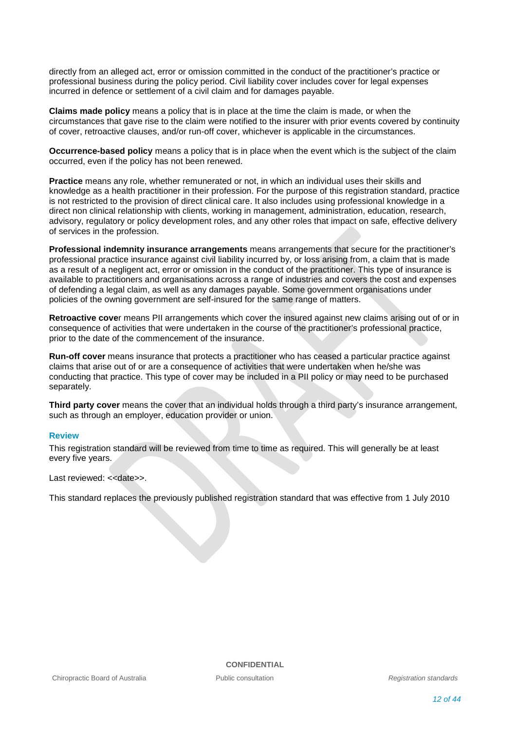directly from an alleged act, error or omission committed in the conduct of the practitioner's practice or professional business during the policy period. Civil liability cover includes cover for legal expenses incurred in defence or settlement of a civil claim and for damages payable.

**Claims made policy** means a policy that is in place at the time the claim is made, or when the circumstances that gave rise to the claim were notified to the insurer with prior events covered by continuity of cover, retroactive clauses, and/or run-off cover, whichever is applicable in the circumstances.

**Occurrence-based policy** means a policy that is in place when the event which is the subject of the claim occurred, even if the policy has not been renewed.

**Practice** means any role, whether remunerated or not, in which an individual uses their skills and knowledge as a health practitioner in their profession. For the purpose of this registration standard, practice is not restricted to the provision of direct clinical care. It also includes using professional knowledge in a direct non clinical relationship with clients, working in management, administration, education, research, advisory, regulatory or policy development roles, and any other roles that impact on safe, effective delivery of services in the profession.

**Professional indemnity insurance arrangements** means arrangements that secure for the practitioner's professional practice insurance against civil liability incurred by, or loss arising from, a claim that is made as a result of a negligent act, error or omission in the conduct of the practitioner. This type of insurance is available to practitioners and organisations across a range of industries and covers the cost and expenses of defending a legal claim, as well as any damages payable. Some government organisations under policies of the owning government are self-insured for the same range of matters.

**Retroactive cove**r means PII arrangements which cover the insured against new claims arising out of or in consequence of activities that were undertaken in the course of the practitioner's professional practice, prior to the date of the commencement of the insurance.

**Run-off cover** means insurance that protects a practitioner who has ceased a particular practice against claims that arise out of or are a consequence of activities that were undertaken when he/she was conducting that practice. This type of cover may be included in a PII policy or may need to be purchased separately.

**Third party cover** means the cover that an individual holds through a third party's insurance arrangement, such as through an employer, education provider or union.

## Review

This registration standard will be reviewed from time to time as required. This will generally be at least every five years.

Last reviewed: <<date>>.

This standard replaces the previously published registration standard that was effective from 1 July 2010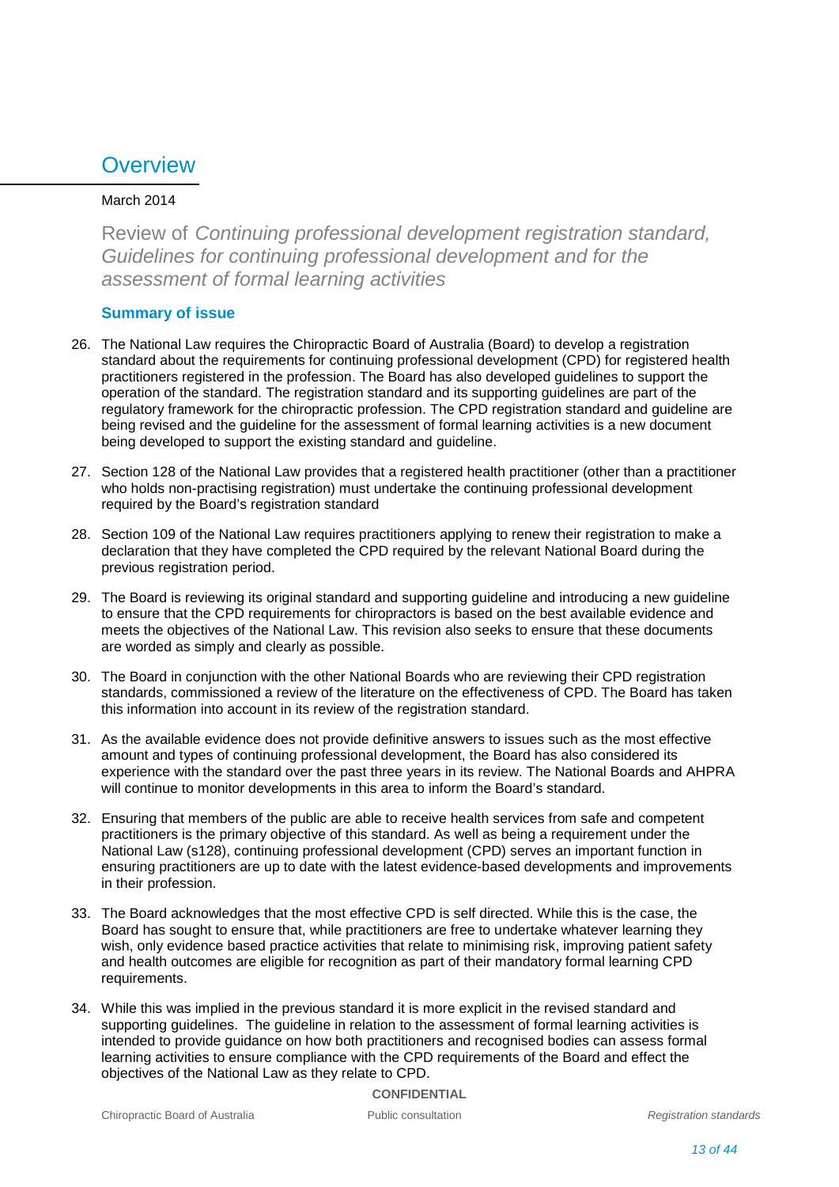# Overview

March 2014

## Review of *Continuing professional development registration standard, Guidelines for continuing professional development and for the assessment of formal learning activities*

### Summary of issue

26. The National Law requires the Chiropractic Board of Australia (Board) to develop a registration standard about the requirements for continuing professional development (CPD) for registered health practitioners registered in the profession. The Board has also developed guidelines to support the operation of the standard. The registration standard and its supporting guidelines are part of the regulatory framework for the chiropractic profession. The CPD registration standard and guideline are being revised and the guideline for the assessment of formal learning activities is a new document being developed to support the existing standard and guideline.

27. Section 128 of the National Law provides that a registered health practitioner (other than a practitioner who holds non-practising registration) must undertake the continuing professional development required by the Board's registration standard

28. Section 109 of the National Law requires practitioners applying to renew their registration to make a declaration that they have completed the CPD required by the relevant National Board during the previous registration period.

29. The Board is reviewing its original standard and supporting guideline and introducing a new guideline to ensure that the CPD requirements for chiropractors is based on the best available evidence and meets the objectives of the National Law. This revision also seeks to ensure that these documents are worded as simply and clearly as possible.

30. The Board in conjunction with the other National Boards who are reviewing their CPD registration standards, commissioned a review of the literature on the effectiveness of CPD. The Board has taken this information into account in its review of the registration standard.

31. As the available evidence does not provide definitive answers to issues such as the most effective amount and types of continuing professional development, the Board has also considered its experience with the standard over the past three years in its review. The National Boards and AHPRA will continue to monitor developments in this area to inform the Board's standard.

32. Ensuring that members of the public are able to receive health services from safe and competent practitioners is the primary objective of this standard. As well as being a requirement under the National Law (s128), continuing professional development (CPD) serves an important function in ensuring practitioners are up to date with the latest evidence-based developments and improvements in their profession.

33. The Board acknowledges that the most effective CPD is self directed. While this is the case, the Board has sought to ensure that, while practitioners are free to undertake whatever learning they wish, only evidence based practice activities that relate to minimising risk, improving patient safety and health outcomes are eligible for recognition as part of their mandatory formal learning CPD requirements.

34. While this was implied in the previous standard it is more explicit in the revised standard and supporting guidelines. The guideline in relation to the assessment of formal learning activities is intended to provide guidance on how both practitioners and recognised bodies can assess formal learning activities to ensure compliance with the CPD requirements of the Board and effect the objectives of the National Law as they relate to CPD.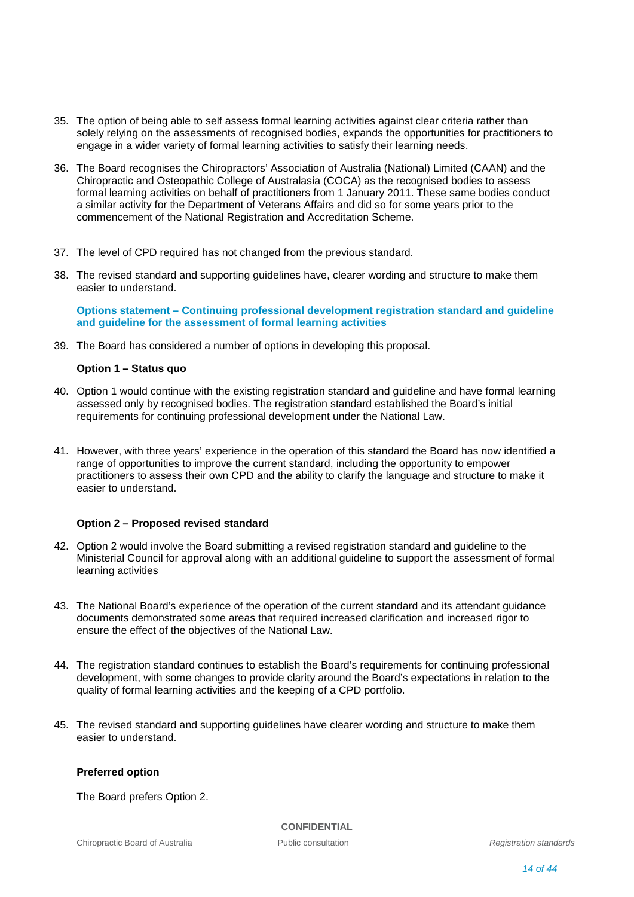35. The option of being able to self assess formal learning activities against clear criteria rather than solely relying on the assessments of recognised bodies, expands the opportunities for practitioners to engage in a wider variety of formal learning activities to satisfy their learning needs.

36. The Board recognises the Chiropractors' Association of Australia (National) Limited (CAAN) and the Chiropractic and Osteopathic College of Australasia (COCA) as the recognised bodies to assess formal learning activities on behalf of practitioners from 1 January 2011. These same bodies conduct a similar activity for the Department of Veterans Affairs and did so for some years prior to the commencement of the National Registration and Accreditation Scheme.

37. The level of CPD required has not changed from the previous standard.

38. The revised standard and supporting guidelines have, clearer wording and structure to make them easier to understand.

### Options statement – Continuing professional development registration standard and guideline and guideline for the assessment of formal learning activities

39. The Board has considered a number of options in developing this proposal.

**Option 1 – Status quo**

40. Option 1 would continue with the existing registration standard and guideline and have formal learning assessed only by recognised bodies. The registration standard established the Board's initial requirements for continuing professional development under the National Law.

41. However, with three years' experience in the operation of this standard the Board has now identified a range of opportunities to improve the current standard, including the opportunity to empower practitioners to assess their own CPD and the ability to clarify the language and structure to make it easier to understand.

**Option 2 – Proposed revised standard**

42. Option 2 would involve the Board submitting a revised registration standard and guideline to the Ministerial Council for approval along with an additional guideline to support the assessment of formal learning activities

43. The National Board's experience of the operation of the current standard and its attendant guidance documents demonstrated some areas that required increased clarification and increased rigor to ensure the effect of the objectives of the National Law.

44. The registration standard continues to establish the Board's requirements for continuing professional development, with some changes to provide clarity around the Board's expectations in relation to the quality of formal learning activities and the keeping of a CPD portfolio.

45. The revised standard and supporting guidelines have clearer wording and structure to make them easier to understand.

**Preferred option**

The Board prefers Option 2.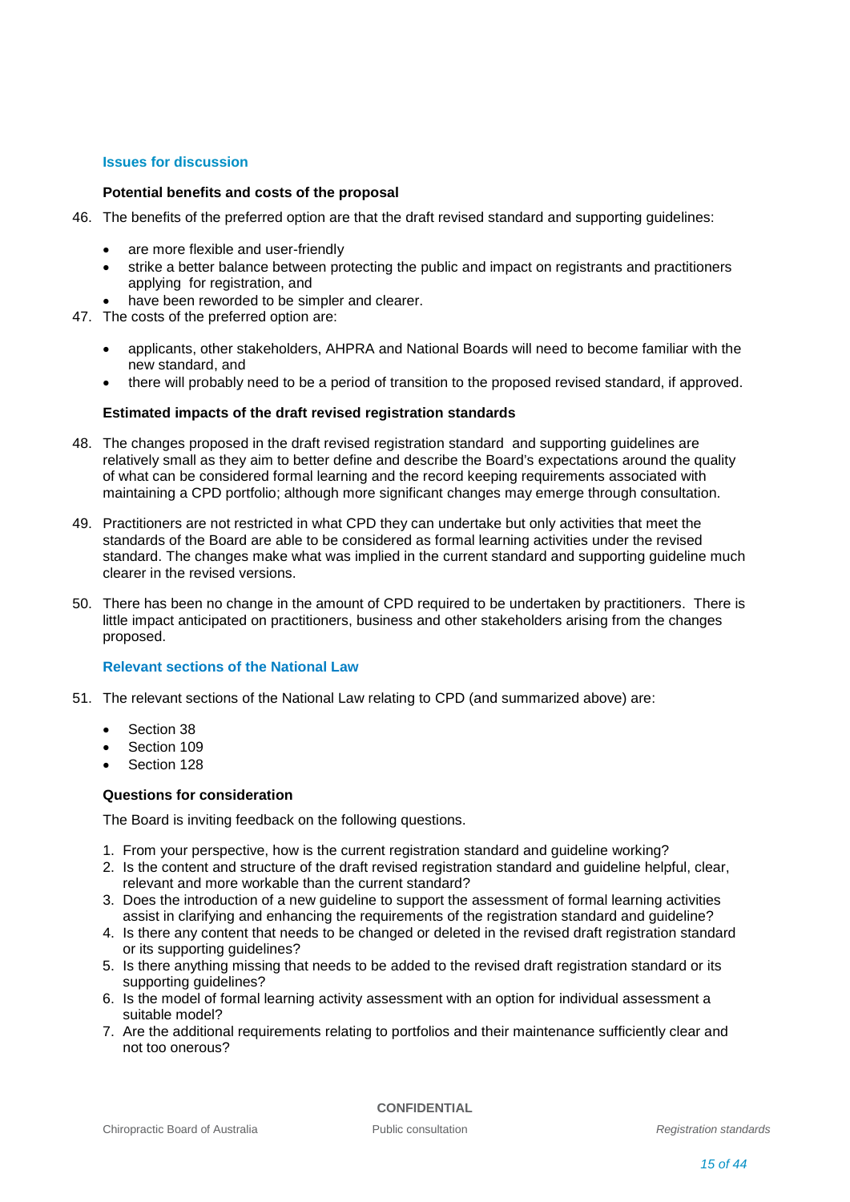## Issues for discussion

**Potential benefits and costs of the proposal**

46. The benefits of the preferred option are that the draft revised standard and supporting guidelines:

    - are more flexible and user-friendly
    - strike a better balance between protecting the public and impact on registrants and practitioners applying for registration, and
    - have been reworded to be simpler and clearer.

47. The costs of the preferred option are:

    - applicants, other stakeholders, AHPRA and National Boards will need to become familiar with the new standard, and
    - there will probably need to be a period of transition to the proposed revised standard, if approved.

**Estimated impacts of the draft revised registration standards**

48. The changes proposed in the draft revised registration standard and supporting guidelines are relatively small as they aim to better define and describe the Board's expectations around the quality of what can be considered formal learning and the record keeping requirements associated with maintaining a CPD portfolio; although more significant changes may emerge through consultation.

49. Practitioners are not restricted in what CPD they can undertake but only activities that meet the standards of the Board are able to be considered as formal learning activities under the revised standard. The changes make what was implied in the current standard and supporting guideline much clearer in the revised versions.

50. There has been no change in the amount of CPD required to be undertaken by practitioners. There is little impact anticipated on practitioners, business and other stakeholders arising from the changes proposed.

## Relevant sections of the National Law

51. The relevant sections of the National Law relating to CPD (and summarized above) are:

    - Section 38
    - Section 109
    - Section 128

**Questions for consideration**

The Board is inviting feedback on the following questions.

1. From your perspective, how is the current registration standard and guideline working?
2. Is the content and structure of the draft revised registration standard and guideline helpful, clear, relevant and more workable than the current standard?
3. Does the introduction of a new guideline to support the assessment of formal learning activities assist in clarifying and enhancing the requirements of the registration standard and guideline?
4. Is there any content that needs to be changed or deleted in the revised draft registration standard or its supporting guidelines?
5. Is there anything missing that needs to be added to the revised draft registration standard or its supporting guidelines?
6. Is the model of formal learning activity assessment with an option for individual assessment a suitable model?
7. Are the additional requirements relating to portfolios and their maintenance sufficiently clear and not too onerous?

**CONFIDENTIAL**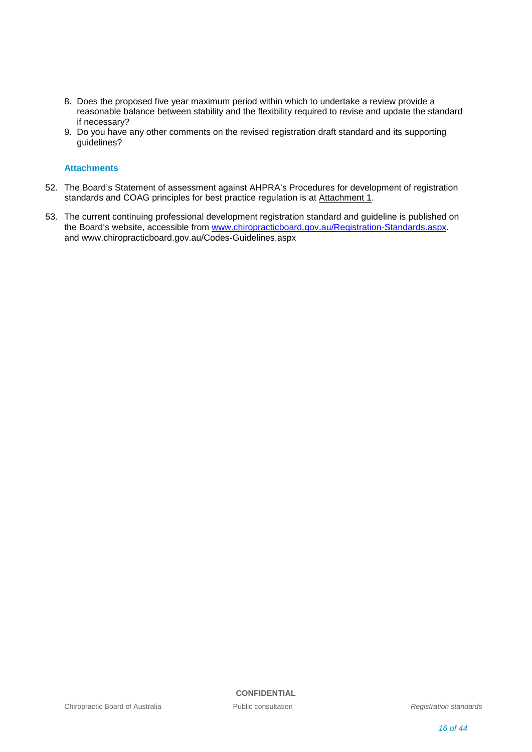8. Does the proposed five year maximum period within which to undertake a review provide a reasonable balance between stability and the flexibility required to revise and update the standard if necessary?
9. Do you have any other comments on the revised registration draft standard and its supporting guidelines?

### Attachments

52. The Board's Statement of assessment against AHPRA's Procedures for development of registration standards and COAG principles for best practice regulation is at Attachment 1.

53. The current continuing professional development registration standard and guideline is published on the Board's website, accessible from www.chiropracticboard.gov.au/Registration-Standards.aspx. and www.chiropracticboard.gov.au/Codes-Guidelines.aspx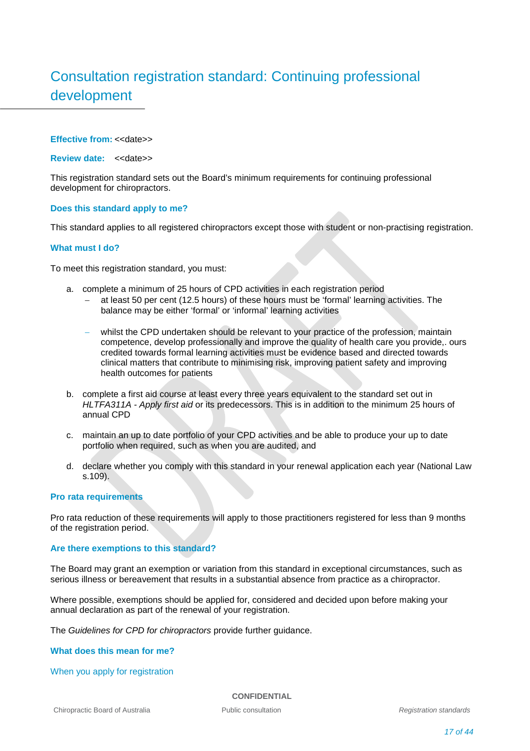# Consultation registration standard: Continuing professional development

**Effective from:** <<date>>

**Review date:** <<date>>

This registration standard sets out the Board's minimum requirements for continuing professional development for chiropractors.

## Does this standard apply to me?

This standard applies to all registered chiropractors except those with student or non-practising registration.

## What must I do?

To meet this registration standard, you must:

a. complete a minimum of 25 hours of CPD activities in each registration period
   - at least 50 per cent (12.5 hours) of these hours must be 'formal' learning activities. The balance may be either 'formal' or 'informal' learning activities
   - whilst the CPD undertaken should be relevant to your practice of the profession, maintain competence, develop professionally and improve the quality of health care you provide,. ours credited towards formal learning activities must be evidence based and directed towards clinical matters that contribute to minimising risk, improving patient safety and improving health outcomes for patients

b. complete a first aid course at least every three years equivalent to the standard set out in *HLTFA311A - Apply first aid* or its predecessors. This is in addition to the minimum 25 hours of annual CPD

c. maintain an up to date portfolio of your CPD activities and be able to produce your up to date portfolio when required, such as when you are audited, and

d. declare whether you comply with this standard in your renewal application each year (National Law s.109).

## Pro rata requirements

Pro rata reduction of these requirements will apply to those practitioners registered for less than 9 months of the registration period.

## Are there exemptions to this standard?

The Board may grant an exemption or variation from this standard in exceptional circumstances, such as serious illness or bereavement that results in a substantial absence from practice as a chiropractor.

Where possible, exemptions should be applied for, considered and decided upon before making your annual declaration as part of the renewal of your registration.

The *Guidelines for CPD for chiropractors* provide further guidance.

## What does this mean for me?

### When you apply for registration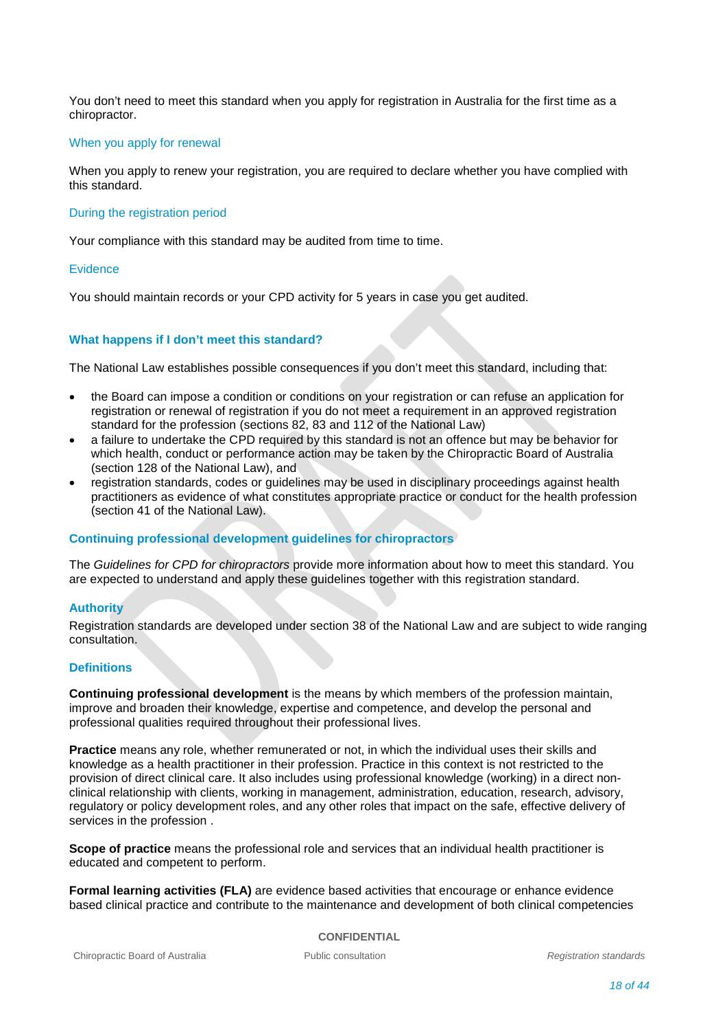You don't need to meet this standard when you apply for registration in Australia for the first time as a chiropractor.

#### When you apply for renewal

When you apply to renew your registration, you are required to declare whether you have complied with this standard.

#### During the registration period

Your compliance with this standard may be audited from time to time.

#### Evidence

You should maintain records or your CPD activity for 5 years in case you get audited.

### What happens if I don't meet this standard?

The National Law establishes possible consequences if you don't meet this standard, including that:

- the Board can impose a condition or conditions on your registration or can refuse an application for registration or renewal of registration if you do not meet a requirement in an approved registration standard for the profession (sections 82, 83 and 112 of the National Law)
- a failure to undertake the CPD required by this standard is not an offence but may be behavior for which health, conduct or performance action may be taken by the Chiropractic Board of Australia (section 128 of the National Law), and
- registration standards, codes or guidelines may be used in disciplinary proceedings against health practitioners as evidence of what constitutes appropriate practice or conduct for the health profession (section 41 of the National Law).

### Continuing professional development guidelines for chiropractors

The *Guidelines for CPD for chiropractors* provide more information about how to meet this standard. You are expected to understand and apply these guidelines together with this registration standard.

### Authority

Registration standards are developed under section 38 of the National Law and are subject to wide ranging consultation.

### Definitions

**Continuing professional development** is the means by which members of the profession maintain, improve and broaden their knowledge, expertise and competence, and develop the personal and professional qualities required throughout their professional lives.

**Practice** means any role, whether remunerated or not, in which the individual uses their skills and knowledge as a health practitioner in their profession. Practice in this context is not restricted to the provision of direct clinical care. It also includes using professional knowledge (working) in a direct non-clinical relationship with clients, working in management, administration, education, research, advisory, regulatory or policy development roles, and any other roles that impact on the safe, effective delivery of services in the profession .

**Scope of practice** means the professional role and services that an individual health practitioner is educated and competent to perform.

**Formal learning activities (FLA)** are evidence based activities that encourage or enhance evidence based clinical practice and contribute to the maintenance and development of both clinical competencies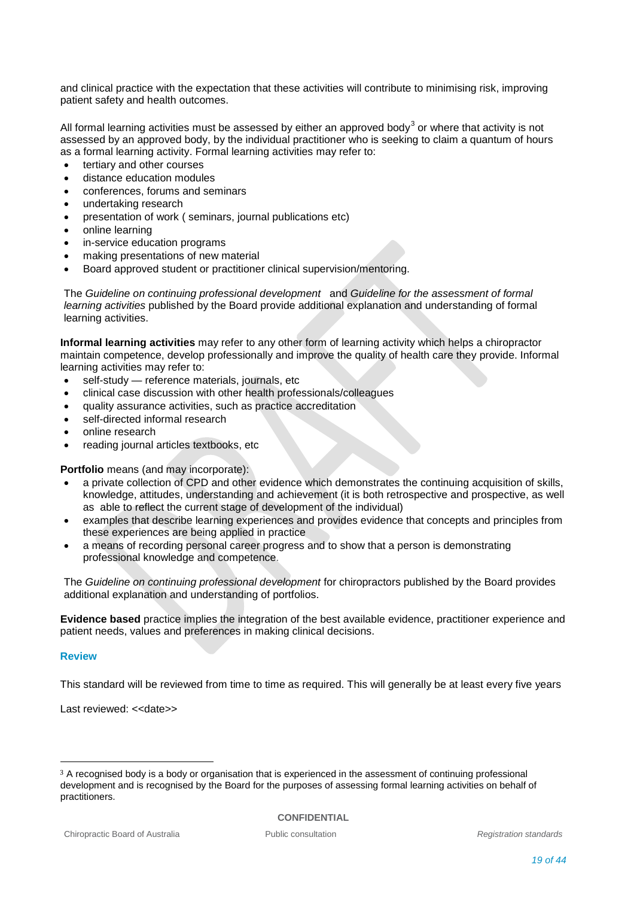and clinical practice with the expectation that these activities will contribute to minimising risk, improving patient safety and health outcomes.

All formal learning activities must be assessed by either an approved body[3] or where that activity is not assessed by an approved body, by the individual practitioner who is seeking to claim a quantum of hours as a formal learning activity. Formal learning activities may refer to:

- tertiary and other courses
- distance education modules
- conferences, forums and seminars
- undertaking research
- presentation of work ( seminars, journal publications etc)
- online learning
- in-service education programs
- making presentations of new material
- Board approved student or practitioner clinical supervision/mentoring.

The *Guideline on continuing professional development* and *Guideline for the assessment of formal learning activities* published by the Board provide additional explanation and understanding of formal learning activities.

**Informal learning activities** may refer to any other form of learning activity which helps a chiropractor maintain competence, develop professionally and improve the quality of health care they provide. Informal learning activities may refer to:

- self-study — reference materials, journals, etc
- clinical case discussion with other health professionals/colleagues
- quality assurance activities, such as practice accreditation
- self-directed informal research
- online research
- reading journal articles textbooks, etc

**Portfolio** means (and may incorporate):

- a private collection of CPD and other evidence which demonstrates the continuing acquisition of skills, knowledge, attitudes, understanding and achievement (it is both retrospective and prospective, as well as able to reflect the current stage of development of the individual)
- examples that describe learning experiences and provides evidence that concepts and principles from these experiences are being applied in practice
- a means of recording personal career progress and to show that a person is demonstrating professional knowledge and competence.

The *Guideline on continuing professional development* for chiropractors published by the Board provides additional explanation and understanding of portfolios.

**Evidence based** practice implies the integration of the best available evidence, practitioner experience and patient needs, values and preferences in making clinical decisions.

## Review

This standard will be reviewed from time to time as required. This will generally be at least every five years

Last reviewed: <<date>>

[3] A recognised body is a body or organisation that is experienced in the assessment of continuing professional development and is recognised by the Board for the purposes of assessing formal learning activities on behalf of practitioners.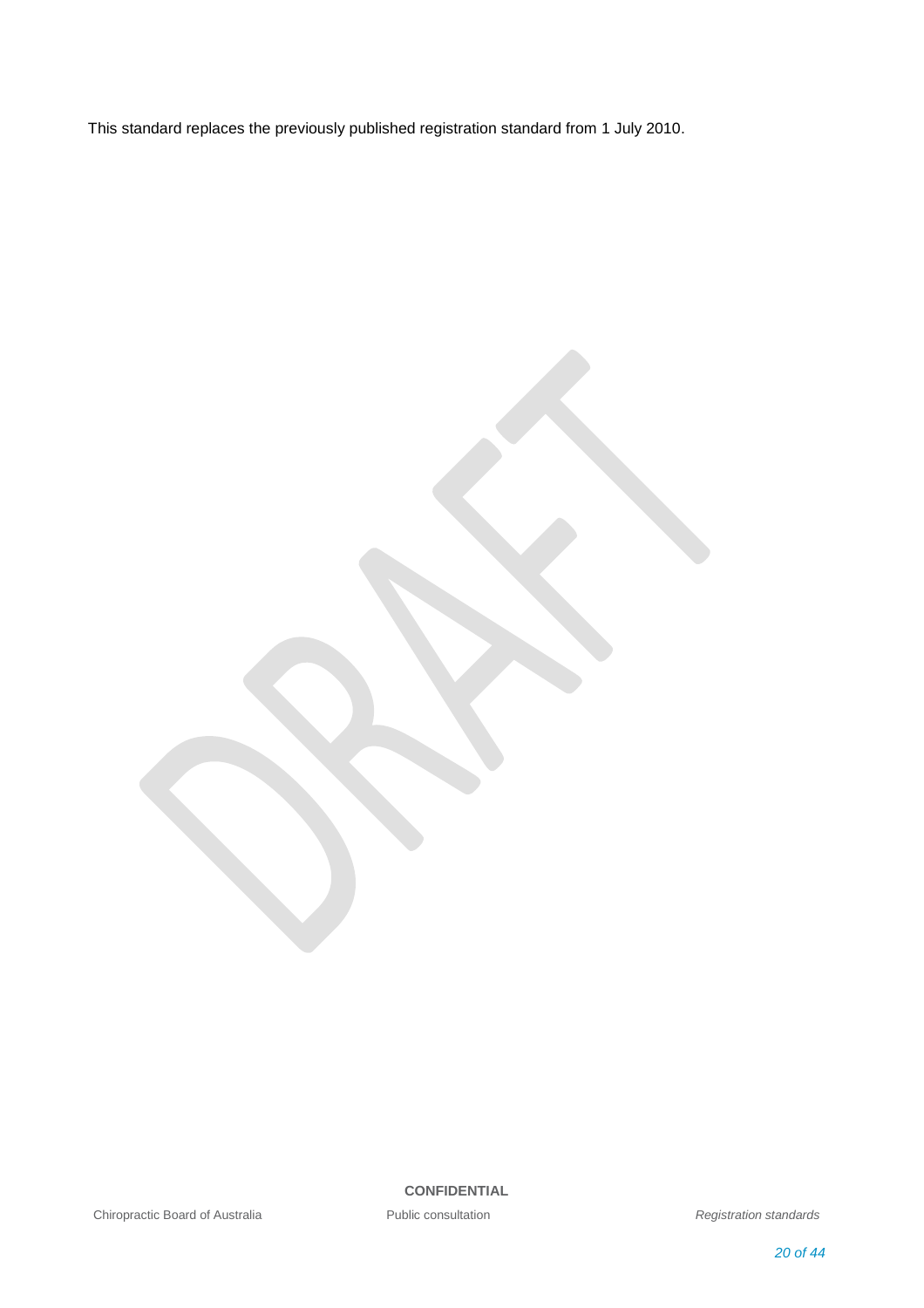This standard replaces the previously published registration standard from 1 July 2010.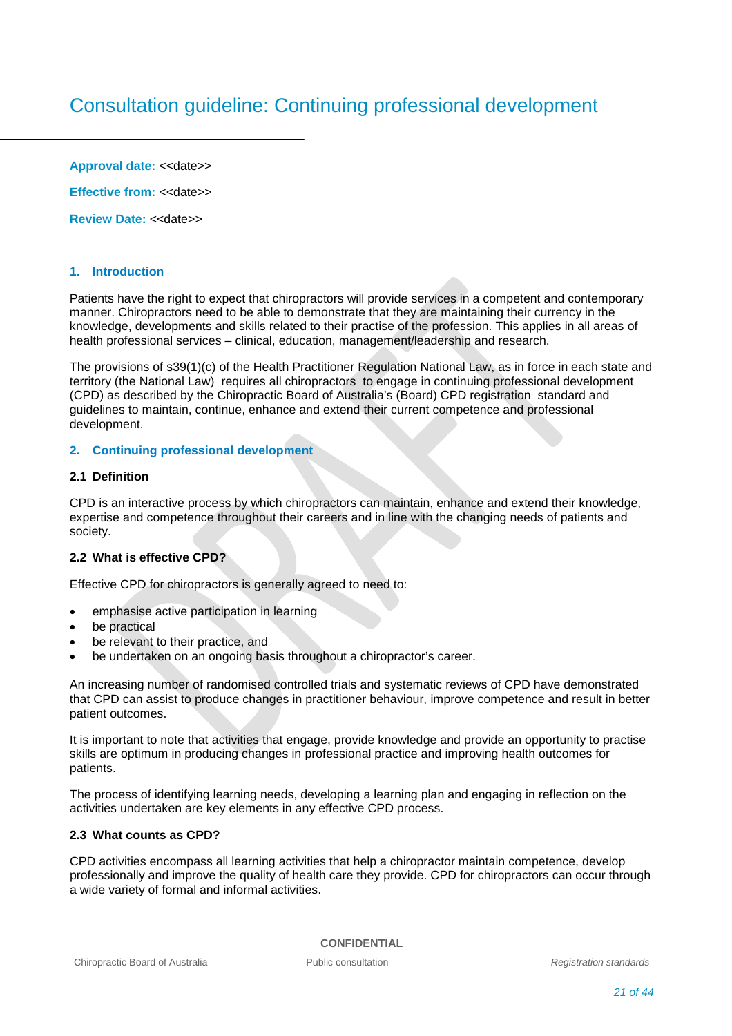# Consultation guideline: Continuing professional development

**Approval date:** <<date>>

**Effective from:** <<date>>

**Review Date:** <<date>>

## 1. Introduction

Patients have the right to expect that chiropractors will provide services in a competent and contemporary manner. Chiropractors need to be able to demonstrate that they are maintaining their currency in the knowledge, developments and skills related to their practise of the profession. This applies in all areas of health professional services – clinical, education, management/leadership and research.

The provisions of s39(1)(c) of the Health Practitioner Regulation National Law, as in force in each state and territory (the National Law) requires all chiropractors to engage in continuing professional development (CPD) as described by the Chiropractic Board of Australia's (Board) CPD registration standard and guidelines to maintain, continue, enhance and extend their current competence and professional development.

## 2. Continuing professional development

### 2.1 Definition

CPD is an interactive process by which chiropractors can maintain, enhance and extend their knowledge, expertise and competence throughout their careers and in line with the changing needs of patients and society.

### 2.2 What is effective CPD?

Effective CPD for chiropractors is generally agreed to need to:

- emphasise active participation in learning
- be practical
- be relevant to their practice, and
- be undertaken on an ongoing basis throughout a chiropractor's career.

An increasing number of randomised controlled trials and systematic reviews of CPD have demonstrated that CPD can assist to produce changes in practitioner behaviour, improve competence and result in better patient outcomes.

It is important to note that activities that engage, provide knowledge and provide an opportunity to practise skills are optimum in producing changes in professional practice and improving health outcomes for patients.

The process of identifying learning needs, developing a learning plan and engaging in reflection on the activities undertaken are key elements in any effective CPD process.

### 2.3 What counts as CPD?

CPD activities encompass all learning activities that help a chiropractor maintain competence, develop professionally and improve the quality of health care they provide. CPD for chiropractors can occur through a wide variety of formal and informal activities.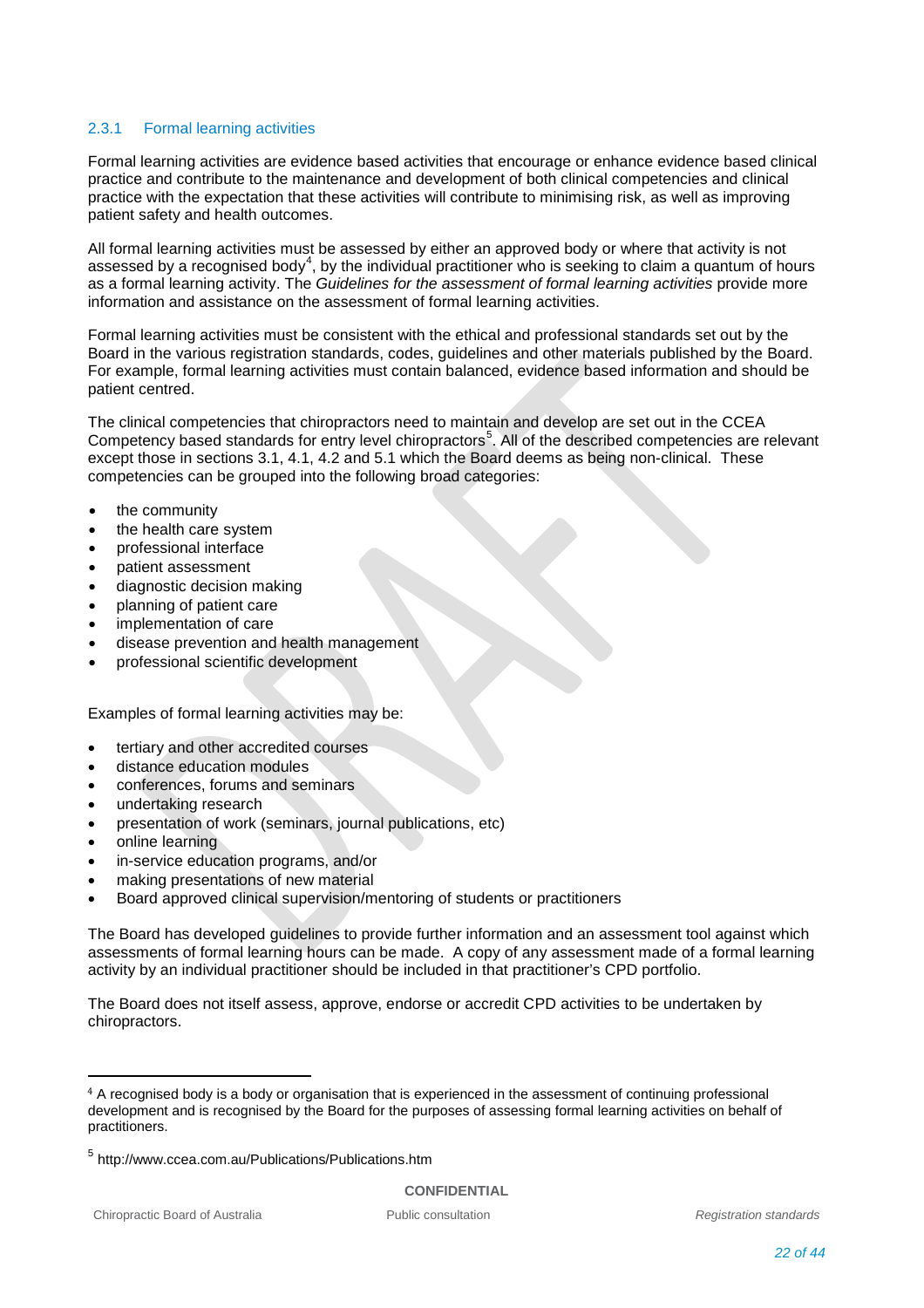### 2.3.1 Formal learning activities

Formal learning activities are evidence based activities that encourage or enhance evidence based clinical practice and contribute to the maintenance and development of both clinical competencies and clinical practice with the expectation that these activities will contribute to minimising risk, as well as improving patient safety and health outcomes.

All formal learning activities must be assessed by either an approved body or where that activity is not assessed by a recognised body[4], by the individual practitioner who is seeking to claim a quantum of hours as a formal learning activity. The *Guidelines for the assessment of formal learning activities* provide more information and assistance on the assessment of formal learning activities.

Formal learning activities must be consistent with the ethical and professional standards set out by the Board in the various registration standards, codes, guidelines and other materials published by the Board. For example, formal learning activities must contain balanced, evidence based information and should be patient centred.

The clinical competencies that chiropractors need to maintain and develop are set out in the CCEA Competency based standards for entry level chiropractors[5]. All of the described competencies are relevant except those in sections 3.1, 4.1, 4.2 and 5.1 which the Board deems as being non-clinical. These competencies can be grouped into the following broad categories:

- the community
- the health care system
- professional interface
- patient assessment
- diagnostic decision making
- planning of patient care
- implementation of care
- disease prevention and health management
- professional scientific development

Examples of formal learning activities may be:

- tertiary and other accredited courses
- distance education modules
- conferences, forums and seminars
- undertaking research
- presentation of work (seminars, journal publications, etc)
- online learning
- in-service education programs, and/or
- making presentations of new material
- Board approved clinical supervision/mentoring of students or practitioners

The Board has developed guidelines to provide further information and an assessment tool against which assessments of formal learning hours can be made. A copy of any assessment made of a formal learning activity by an individual practitioner should be included in that practitioner's CPD portfolio.

The Board does not itself assess, approve, endorse or accredit CPD activities to be undertaken by chiropractors.

---

[4] A recognised body is a body or organisation that is experienced in the assessment of continuing professional development and is recognised by the Board for the purposes of assessing formal learning activities on behalf of practitioners.

[5] http://www.ccea.com.au/Publications/Publications.htm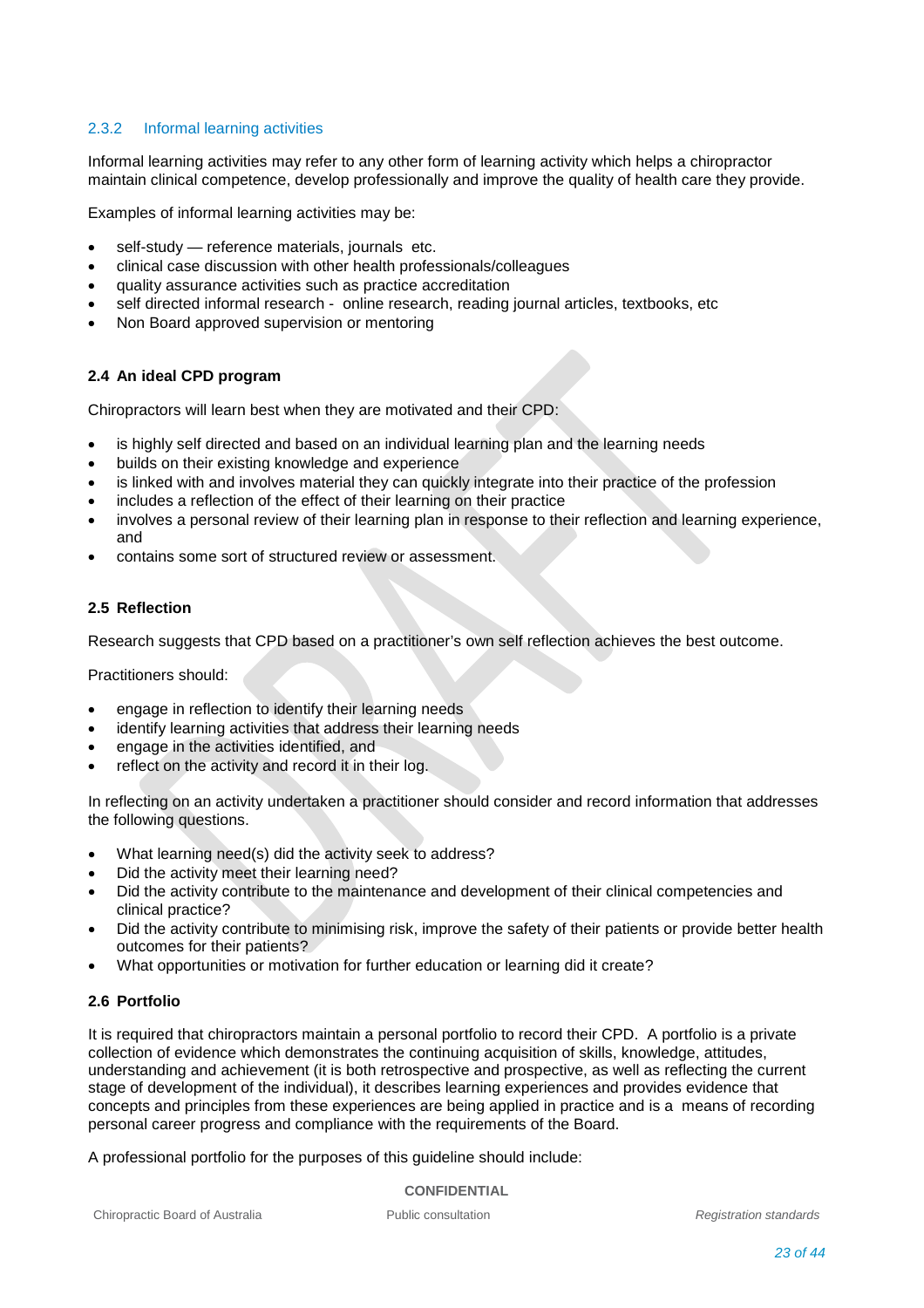### 2.3.2 Informal learning activities

Informal learning activities may refer to any other form of learning activity which helps a chiropractor maintain clinical competence, develop professionally and improve the quality of health care they provide.

Examples of informal learning activities may be:

- self-study — reference materials, journals etc.
- clinical case discussion with other health professionals/colleagues
- quality assurance activities such as practice accreditation
- self directed informal research - online research, reading journal articles, textbooks, etc
- Non Board approved supervision or mentoring

## 2.4 An ideal CPD program

Chiropractors will learn best when they are motivated and their CPD:

- is highly self directed and based on an individual learning plan and the learning needs
- builds on their existing knowledge and experience
- is linked with and involves material they can quickly integrate into their practice of the profession
- includes a reflection of the effect of their learning on their practice
- involves a personal review of their learning plan in response to their reflection and learning experience, and
- contains some sort of structured review or assessment.

## 2.5 Reflection

Research suggests that CPD based on a practitioner's own self reflection achieves the best outcome.

Practitioners should:

- engage in reflection to identify their learning needs
- identify learning activities that address their learning needs
- engage in the activities identified, and
- reflect on the activity and record it in their log.

In reflecting on an activity undertaken a practitioner should consider and record information that addresses the following questions.

- What learning need(s) did the activity seek to address?
- Did the activity meet their learning need?
- Did the activity contribute to the maintenance and development of their clinical competencies and clinical practice?
- Did the activity contribute to minimising risk, improve the safety of their patients or provide better health outcomes for their patients?
- What opportunities or motivation for further education or learning did it create?

## 2.6 Portfolio

It is required that chiropractors maintain a personal portfolio to record their CPD. A portfolio is a private collection of evidence which demonstrates the continuing acquisition of skills, knowledge, attitudes, understanding and achievement (it is both retrospective and prospective, as well as reflecting the current stage of development of the individual), it describes learning experiences and provides evidence that concepts and principles from these experiences are being applied in practice and is a means of recording personal career progress and compliance with the requirements of the Board.

A professional portfolio for the purposes of this guideline should include: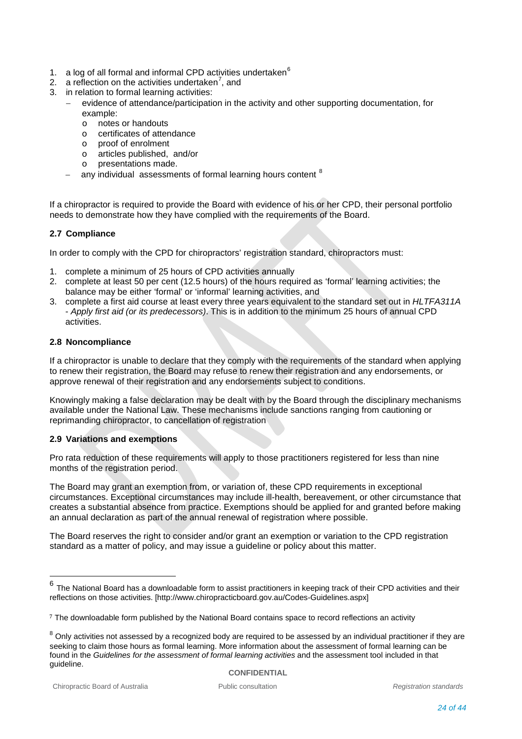1. a log of all formal and informal CPD activities undertaken[6]
2. a reflection on the activities undertaken[7], and
3. in relation to formal learning activities:
   - evidence of attendance/participation in the activity and other supporting documentation, for example:
     - notes or handouts
     - certificates of attendance
     - proof of enrolment
     - articles published, and/or
     - presentations made.
   - any individual assessments of formal learning hours content [8]

If a chiropractor is required to provide the Board with evidence of his or her CPD, their personal portfolio needs to demonstrate how they have complied with the requirements of the Board.

### 2.7 Compliance

In order to comply with the CPD for chiropractors' registration standard, chiropractors must:

1. complete a minimum of 25 hours of CPD activities annually
2. complete at least 50 per cent (12.5 hours) of the hours required as 'formal' learning activities; the balance may be either 'formal' or 'informal' learning activities, and
3. complete a first aid course at least every three years equivalent to the standard set out in *HLTFA311A - Apply first aid (or its predecessors)*. This is in addition to the minimum 25 hours of annual CPD activities.

### 2.8 Noncompliance

If a chiropractor is unable to declare that they comply with the requirements of the standard when applying to renew their registration, the Board may refuse to renew their registration and any endorsements, or approve renewal of their registration and any endorsements subject to conditions.

Knowingly making a false declaration may be dealt with by the Board through the disciplinary mechanisms available under the National Law. These mechanisms include sanctions ranging from cautioning or reprimanding chiropractor, to cancellation of registration

### 2.9 Variations and exemptions

Pro rata reduction of these requirements will apply to those practitioners registered for less than nine months of the registration period.

The Board may grant an exemption from, or variation of, these CPD requirements in exceptional circumstances. Exceptional circumstances may include ill-health, bereavement, or other circumstance that creates a substantial absence from practice. Exemptions should be applied for and granted before making an annual declaration as part of the annual renewal of registration where possible.

The Board reserves the right to consider and/or grant an exemption or variation to the CPD registration standard as a matter of policy, and may issue a guideline or policy about this matter.

---

[6] The National Board has a downloadable form to assist practitioners in keeping track of their CPD activities and their reflections on those activities. [http://www.chiropracticboard.gov.au/Codes-Guidelines.aspx]

[7] The downloadable form published by the National Board contains space to record reflections an activity

[8] Only activities not assessed by a recognized body are required to be assessed by an individual practitioner if they are seeking to claim those hours as formal learning. More information about the assessment of formal learning can be found in the *Guidelines for the assessment of formal learning activities* and the assessment tool included in that guideline.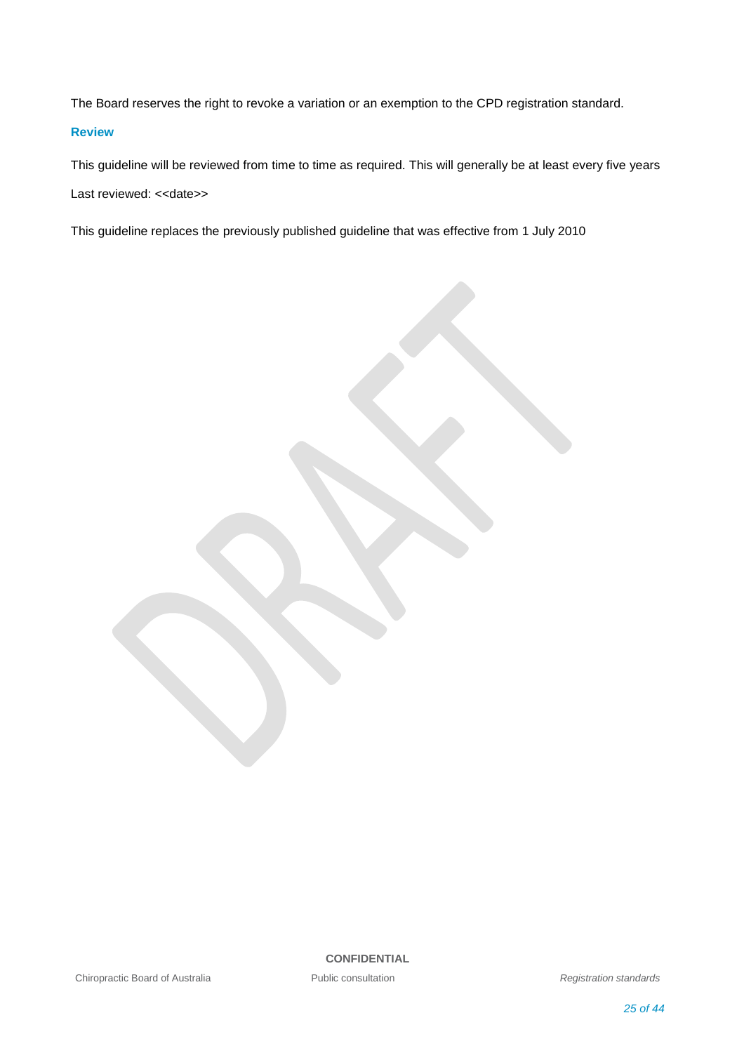The Board reserves the right to revoke a variation or an exemption to the CPD registration standard.

## Review

This guideline will be reviewed from time to time as required. This will generally be at least every five years

Last reviewed: <<date>>

This guideline replaces the previously published guideline that was effective from 1 July 2010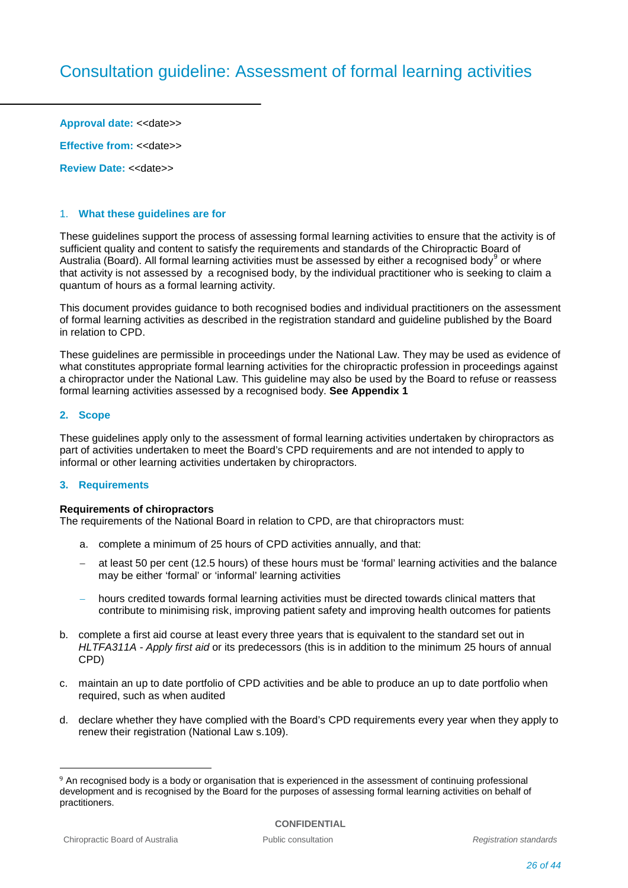# Consultation guideline: Assessment of formal learning activities

**Approval date:** <<date>>

**Effective from:** <<date>>

**Review Date:** <<date>>

## 1. What these guidelines are for

These guidelines support the process of assessing formal learning activities to ensure that the activity is of sufficient quality and content to satisfy the requirements and standards of the Chiropractic Board of Australia (Board). All formal learning activities must be assessed by either a recognised body[9] or where that activity is not assessed by a recognised body, by the individual practitioner who is seeking to claim a quantum of hours as a formal learning activity.

This document provides guidance to both recognised bodies and individual practitioners on the assessment of formal learning activities as described in the registration standard and guideline published by the Board in relation to CPD.

These guidelines are permissible in proceedings under the National Law. They may be used as evidence of what constitutes appropriate formal learning activities for the chiropractic profession in proceedings against a chiropractor under the National Law. This guideline may also be used by the Board to refuse or reassess formal learning activities assessed by a recognised body. **See Appendix 1**

## 2. Scope

These guidelines apply only to the assessment of formal learning activities undertaken by chiropractors as part of activities undertaken to meet the Board's CPD requirements and are not intended to apply to informal or other learning activities undertaken by chiropractors.

## 3. Requirements

**Requirements of chiropractors**
The requirements of the National Board in relation to CPD, are that chiropractors must:

a. complete a minimum of 25 hours of CPD activities annually, and that:
   - at least 50 per cent (12.5 hours) of these hours must be 'formal' learning activities and the balance may be either 'formal' or 'informal' learning activities
   - hours credited towards formal learning activities must be directed towards clinical matters that contribute to minimising risk, improving patient safety and improving health outcomes for patients

b. complete a first aid course at least every three years that is equivalent to the standard set out in *HLTFA311A - Apply first aid* or its predecessors (this is in addition to the minimum 25 hours of annual CPD)

c. maintain an up to date portfolio of CPD activities and be able to produce an up to date portfolio when required, such as when audited

d. declare whether they have complied with the Board's CPD requirements every year when they apply to renew their registration (National Law s.109).

[9] An recognised body is a body or organisation that is experienced in the assessment of continuing professional development and is recognised by the Board for the purposes of assessing formal learning activities on behalf of practitioners.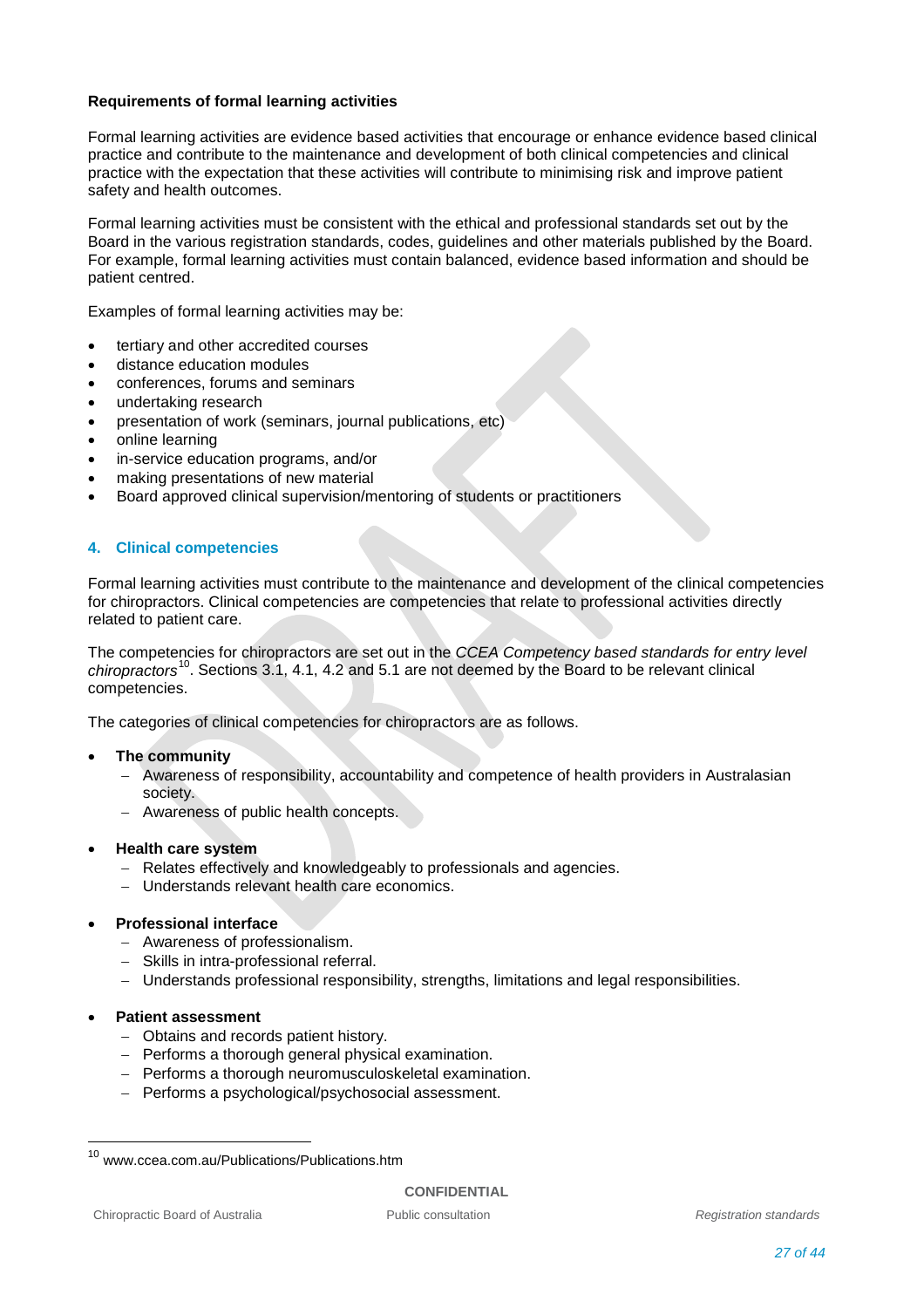**Requirements of formal learning activities**

Formal learning activities are evidence based activities that encourage or enhance evidence based clinical practice and contribute to the maintenance and development of both clinical competencies and clinical practice with the expectation that these activities will contribute to minimising risk and improve patient safety and health outcomes.

Formal learning activities must be consistent with the ethical and professional standards set out by the Board in the various registration standards, codes, guidelines and other materials published by the Board. For example, formal learning activities must contain balanced, evidence based information and should be patient centred.

Examples of formal learning activities may be:

- tertiary and other accredited courses
- distance education modules
- conferences, forums and seminars
- undertaking research
- presentation of work (seminars, journal publications, etc)
- online learning
- in-service education programs, and/or
- making presentations of new material
- Board approved clinical supervision/mentoring of students or practitioners

## 4. Clinical competencies

Formal learning activities must contribute to the maintenance and development of the clinical competencies for chiropractors. Clinical competencies are competencies that relate to professional activities directly related to patient care.

The competencies for chiropractors are set out in the *CCEA Competency based standards for entry level chiropractors*[10]. Sections 3.1, 4.1, 4.2 and 5.1 are not deemed by the Board to be relevant clinical competencies.

The categories of clinical competencies for chiropractors are as follows.

- **The community**
  - Awareness of responsibility, accountability and competence of health providers in Australasian society.
  - Awareness of public health concepts.
- **Health care system**
  - Relates effectively and knowledgeably to professionals and agencies.
  - Understands relevant health care economics.
- **Professional interface**
  - Awareness of professionalism.
  - Skills in intra-professional referral.
  - Understands professional responsibility, strengths, limitations and legal responsibilities.
- **Patient assessment**
  - Obtains and records patient history.
  - Performs a thorough general physical examination.
  - Performs a thorough neuromusculoskeletal examination.
  - Performs a psychological/psychosocial assessment.

[10] www.ccea.com.au/Publications/Publications.htm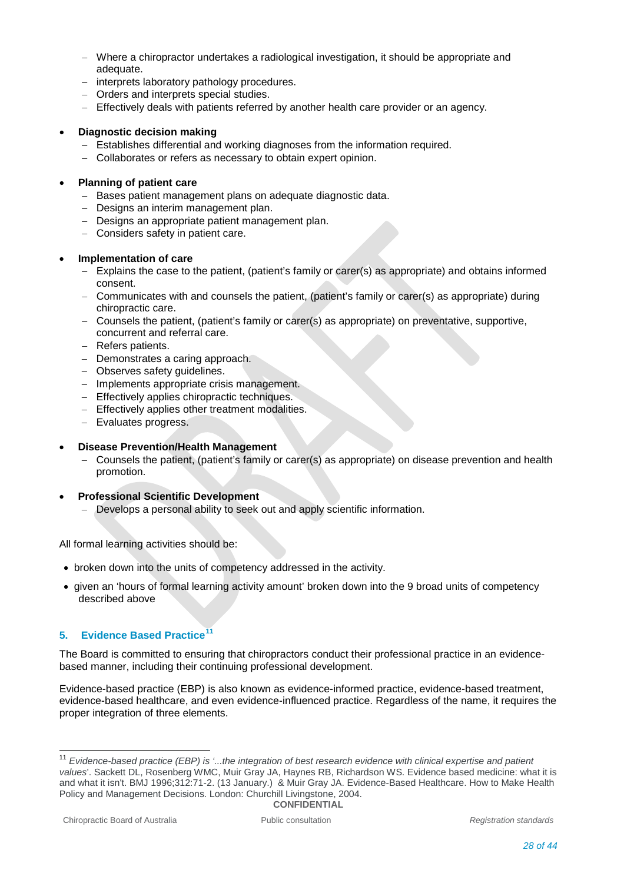- Where a chiropractor undertakes a radiological investigation, it should be appropriate and adequate.
  - interprets laboratory pathology procedures.
  - Orders and interprets special studies.
  - Effectively deals with patients referred by another health care provider or an agency.

- **Diagnostic decision making**
  - Establishes differential and working diagnoses from the information required.
  - Collaborates or refers as necessary to obtain expert opinion.

- **Planning of patient care**
  - Bases patient management plans on adequate diagnostic data.
  - Designs an interim management plan.
  - Designs an appropriate patient management plan.
  - Considers safety in patient care.

- **Implementation of care**
  - Explains the case to the patient, (patient's family or carer(s) as appropriate) and obtains informed consent.
  - Communicates with and counsels the patient, (patient's family or carer(s) as appropriate) during chiropractic care.
  - Counsels the patient, (patient's family or carer(s) as appropriate) on preventative, supportive, concurrent and referral care.
  - Refers patients.
  - Demonstrates a caring approach.
  - Observes safety guidelines.
  - Implements appropriate crisis management.
  - Effectively applies chiropractic techniques.
  - Effectively applies other treatment modalities.
  - Evaluates progress.

- **Disease Prevention/Health Management**
  - Counsels the patient, (patient's family or carer(s) as appropriate) on disease prevention and health promotion.

- **Professional Scientific Development**
  - Develops a personal ability to seek out and apply scientific information.

All formal learning activities should be:

- broken down into the units of competency addressed in the activity.
- given an 'hours of formal learning activity amount' broken down into the 9 broad units of competency described above

## 5. Evidence Based Practice[11]

The Board is committed to ensuring that chiropractors conduct their professional practice in an evidence-based manner, including their continuing professional development.

Evidence-based practice (EBP) is also known as evidence-informed practice, evidence-based treatment, evidence-based healthcare, and even evidence-influenced practice. Regardless of the name, it requires the proper integration of three elements.

---

[11] *Evidence-based practice (EBP) is '...the integration of best research evidence with clinical expertise and patient values*'. Sackett DL, Rosenberg WMC, Muir Gray JA, Haynes RB, Richardson WS. Evidence based medicine: what it is and what it isn't. BMJ 1996;312:71-2. (13 January.) & Muir Gray JA. Evidence-Based Healthcare. How to Make Health Policy and Management Decisions. London: Churchill Livingstone, 2004.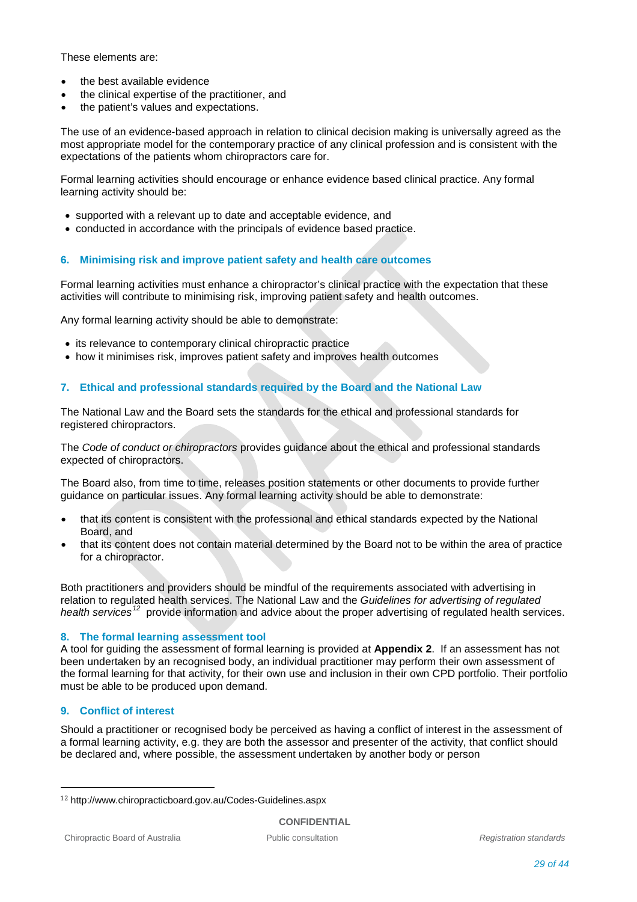These elements are:

- the best available evidence
- the clinical expertise of the practitioner, and
- the patient's values and expectations.

The use of an evidence-based approach in relation to clinical decision making is universally agreed as the most appropriate model for the contemporary practice of any clinical profession and is consistent with the expectations of the patients whom chiropractors care for.

Formal learning activities should encourage or enhance evidence based clinical practice. Any formal learning activity should be:

- supported with a relevant up to date and acceptable evidence, and
- conducted in accordance with the principals of evidence based practice.

### 6. Minimising risk and improve patient safety and health care outcomes

Formal learning activities must enhance a chiropractor's clinical practice with the expectation that these activities will contribute to minimising risk, improving patient safety and health outcomes.

Any formal learning activity should be able to demonstrate:

- its relevance to contemporary clinical chiropractic practice
- how it minimises risk, improves patient safety and improves health outcomes

### 7. Ethical and professional standards required by the Board and the National Law

The National Law and the Board sets the standards for the ethical and professional standards for registered chiropractors.

The *Code of conduct or chiropractors* provides guidance about the ethical and professional standards expected of chiropractors.

The Board also, from time to time, releases position statements or other documents to provide further guidance on particular issues. Any formal learning activity should be able to demonstrate:

- that its content is consistent with the professional and ethical standards expected by the National Board, and
- that its content does not contain material determined by the Board not to be within the area of practice for a chiropractor.

Both practitioners and providers should be mindful of the requirements associated with advertising in relation to regulated health services. The National Law and the *Guidelines for advertising of regulated health services*[12] provide information and advice about the proper advertising of regulated health services.

### 8. The formal learning assessment tool

A tool for guiding the assessment of formal learning is provided at **Appendix 2**. If an assessment has not been undertaken by an recognised body, an individual practitioner may perform their own assessment of the formal learning for that activity, for their own use and inclusion in their own CPD portfolio. Their portfolio must be able to be produced upon demand.

### 9. Conflict of interest

Should a practitioner or recognised body be perceived as having a conflict of interest in the assessment of a formal learning activity, e.g. they are both the assessor and presenter of the activity, that conflict should be declared and, where possible, the assessment undertaken by another body or person

---

[12] http://www.chiropracticboard.gov.au/Codes-Guidelines.aspx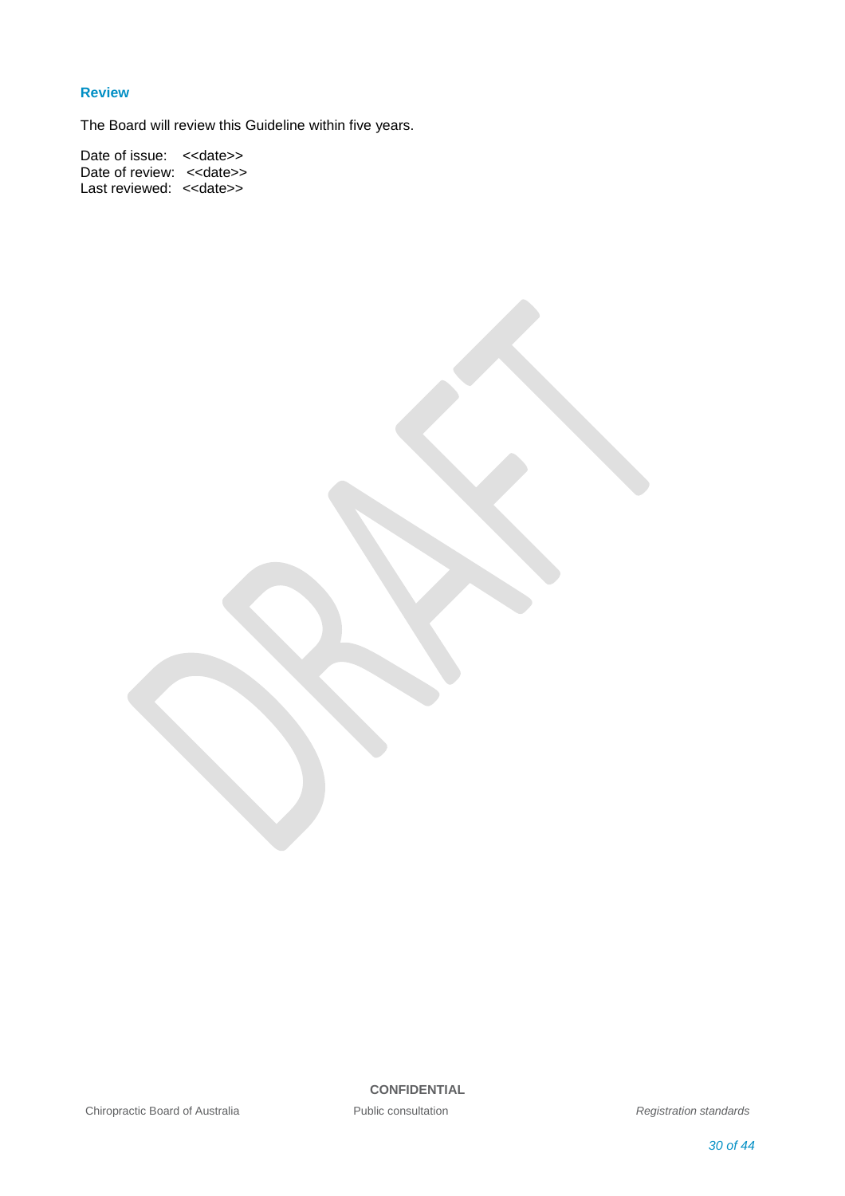## Review

The Board will review this Guideline within five years.

Date of issue: <<date>>
Date of review: <<date>>
Last reviewed: <<date>>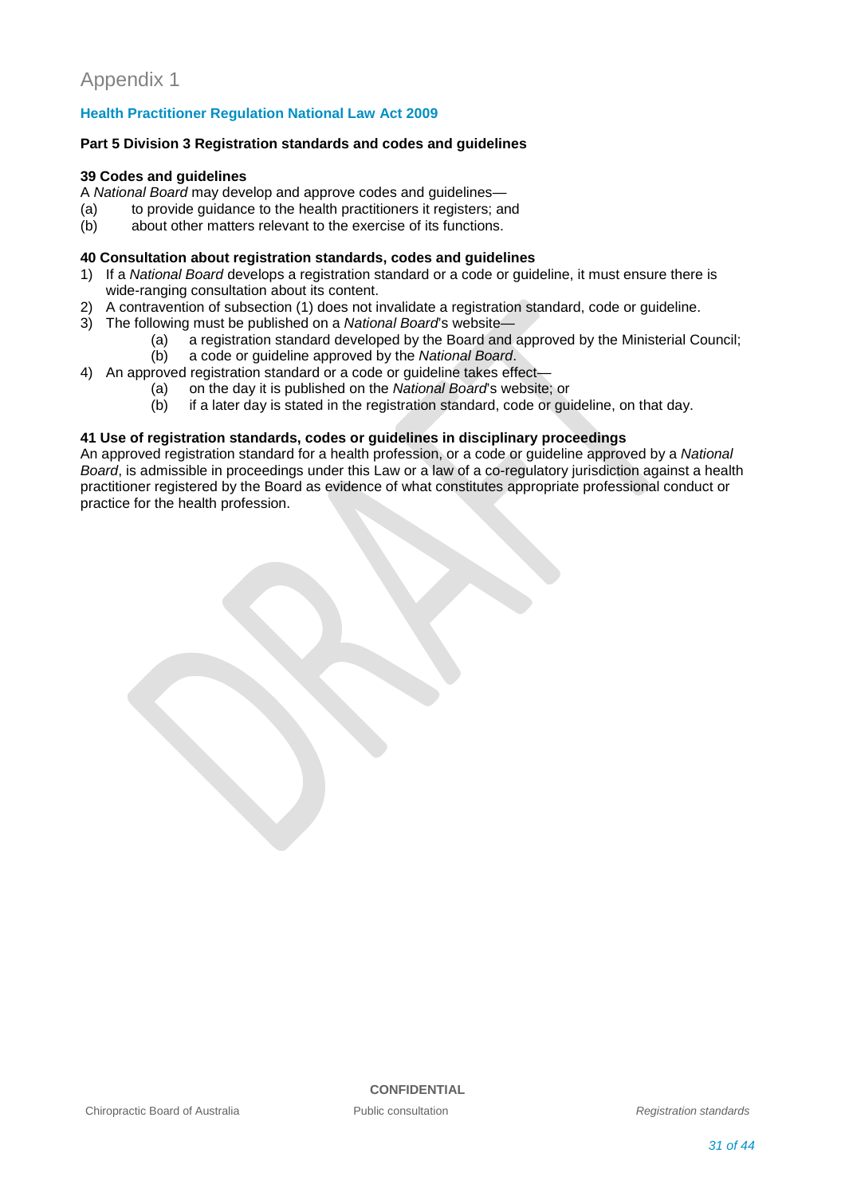# Appendix 1

## Health Practitioner Regulation National Law Act 2009

### Part 5 Division 3 Registration standards and codes and guidelines

**39 Codes and guidelines**

A *National Board* may develop and approve codes and guidelines—

(a) to provide guidance to the health practitioners it registers; and

(b) about other matters relevant to the exercise of its functions.

**40 Consultation about registration standards, codes and guidelines**

1) If a *National Board* develops a registration standard or a code or guideline, it must ensure there is wide-ranging consultation about its content.
2) A contravention of subsection (1) does not invalidate a registration standard, code or guideline.
3) The following must be published on a *National Board*'s website—
   (a) a registration standard developed by the Board and approved by the Ministerial Council;
   (b) a code or guideline approved by the *National Board*.
4) An approved registration standard or a code or guideline takes effect—
   (a) on the day it is published on the *National Board*'s website; or
   (b) if a later day is stated in the registration standard, code or guideline, on that day.

**41 Use of registration standards, codes or guidelines in disciplinary proceedings**

An approved registration standard for a health profession, or a code or guideline approved by a *National Board*, is admissible in proceedings under this Law or a law of a co-regulatory jurisdiction against a health practitioner registered by the Board as evidence of what constitutes appropriate professional conduct or practice for the health profession.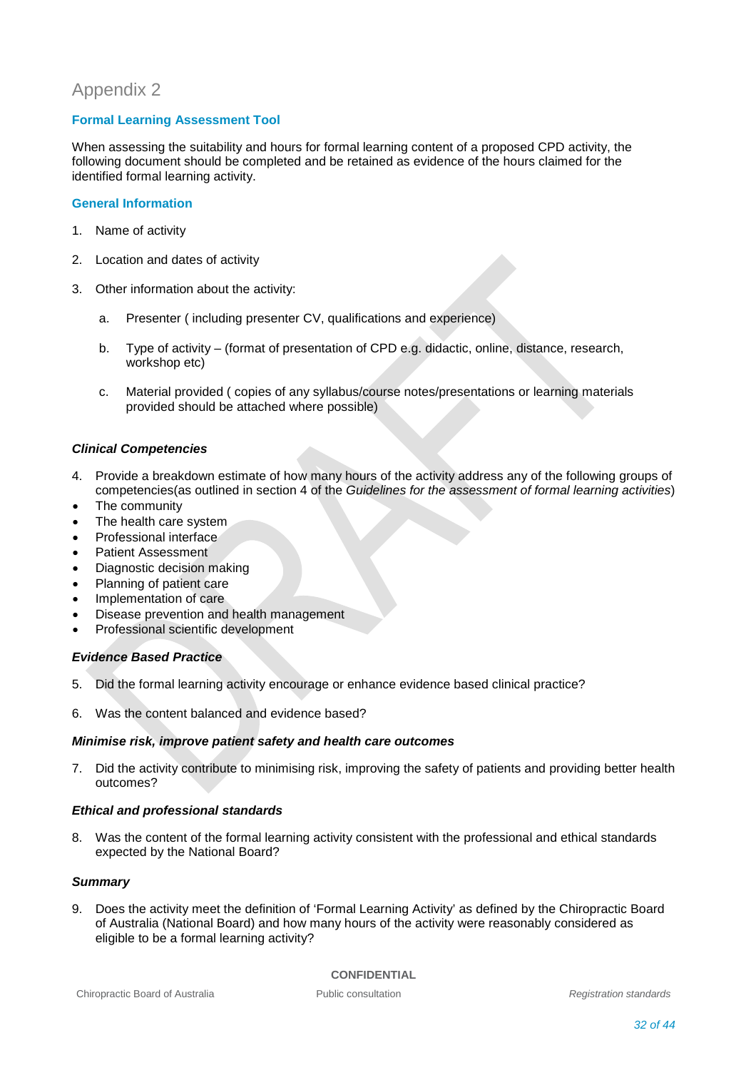# Appendix 2

## Formal Learning Assessment Tool

When assessing the suitability and hours for formal learning content of a proposed CPD activity, the following document should be completed and be retained as evidence of the hours claimed for the identified formal learning activity.

### General Information

1. Name of activity
2. Location and dates of activity
3. Other information about the activity:
    a. Presenter ( including presenter CV, qualifications and experience)
    b. Type of activity – (format of presentation of CPD e.g. didactic, online, distance, research, workshop etc)
    c. Material provided ( copies of any syllabus/course notes/presentations or learning materials provided should be attached where possible)

***Clinical Competencies***

4. Provide a breakdown estimate of how many hours of the activity address any of the following groups of competencies(as outlined in section 4 of the *Guidelines for the assessment of formal learning activities*)

- The community
- The health care system
- Professional interface
- Patient Assessment
- Diagnostic decision making
- Planning of patient care
- Implementation of care
- Disease prevention and health management
- Professional scientific development

***Evidence Based Practice***

5. Did the formal learning activity encourage or enhance evidence based clinical practice?
6. Was the content balanced and evidence based?

***Minimise risk, improve patient safety and health care outcomes***

7. Did the activity contribute to minimising risk, improving the safety of patients and providing better health outcomes?

***Ethical and professional standards***

8. Was the content of the formal learning activity consistent with the professional and ethical standards expected by the National Board?

***Summary***

9. Does the activity meet the definition of 'Formal Learning Activity' as defined by the Chiropractic Board of Australia (National Board) and how many hours of the activity were reasonably considered as eligible to be a formal learning activity?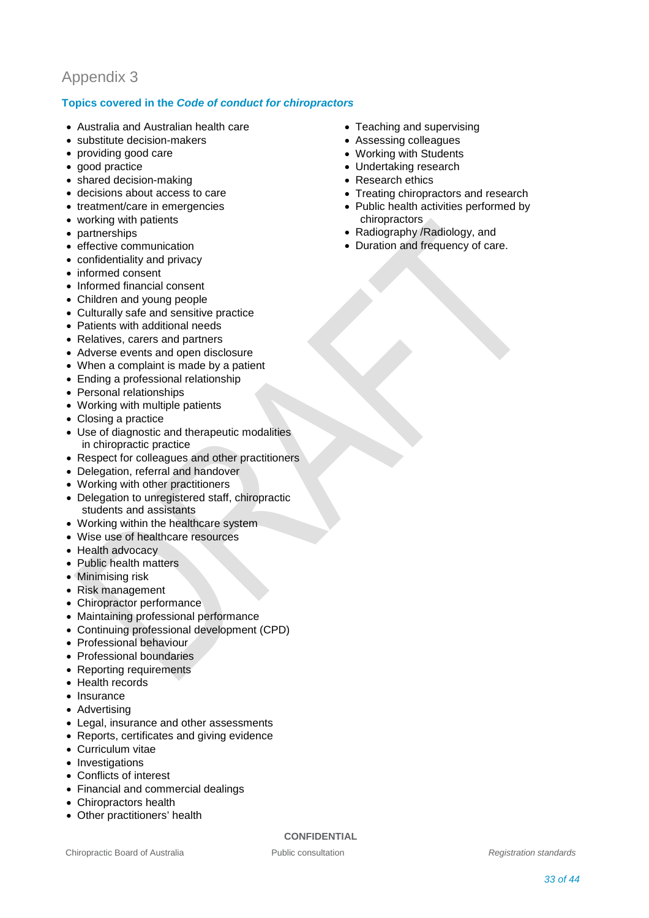# Appendix 3

## Topics covered in the *Code of conduct for chiropractors*

- Australia and Australian health care
- substitute decision-makers
- providing good care
- good practice
- shared decision-making
- decisions about access to care
- treatment/care in emergencies
- working with patients
- partnerships
- effective communication
- confidentiality and privacy
- informed consent
- Informed financial consent
- Children and young people
- Culturally safe and sensitive practice
- Patients with additional needs
- Relatives, carers and partners
- Adverse events and open disclosure
- When a complaint is made by a patient
- Ending a professional relationship
- Personal relationships
- Working with multiple patients
- Closing a practice
- Use of diagnostic and therapeutic modalities in chiropractic practice
- Respect for colleagues and other practitioners
- Delegation, referral and handover
- Working with other practitioners
- Delegation to unregistered staff, chiropractic students and assistants
- Working within the healthcare system
- Wise use of healthcare resources
- Health advocacy
- Public health matters
- Minimising risk
- Risk management
- Chiropractor performance
- Maintaining professional performance
- Continuing professional development (CPD)
- Professional behaviour
- Professional boundaries
- Reporting requirements
- Health records
- Insurance
- Advertising
- Legal, insurance and other assessments
- Reports, certificates and giving evidence
- Curriculum vitae
- Investigations
- Conflicts of interest
- Financial and commercial dealings
- Chiropractors health
- Other practitioners' health
- Teaching and supervising
- Assessing colleagues
- Working with Students
- Undertaking research
- Research ethics
- Treating chiropractors and research
- Public health activities performed by chiropractors
- Radiography /Radiology, and
- Duration and frequency of care.

CONFIDENTIAL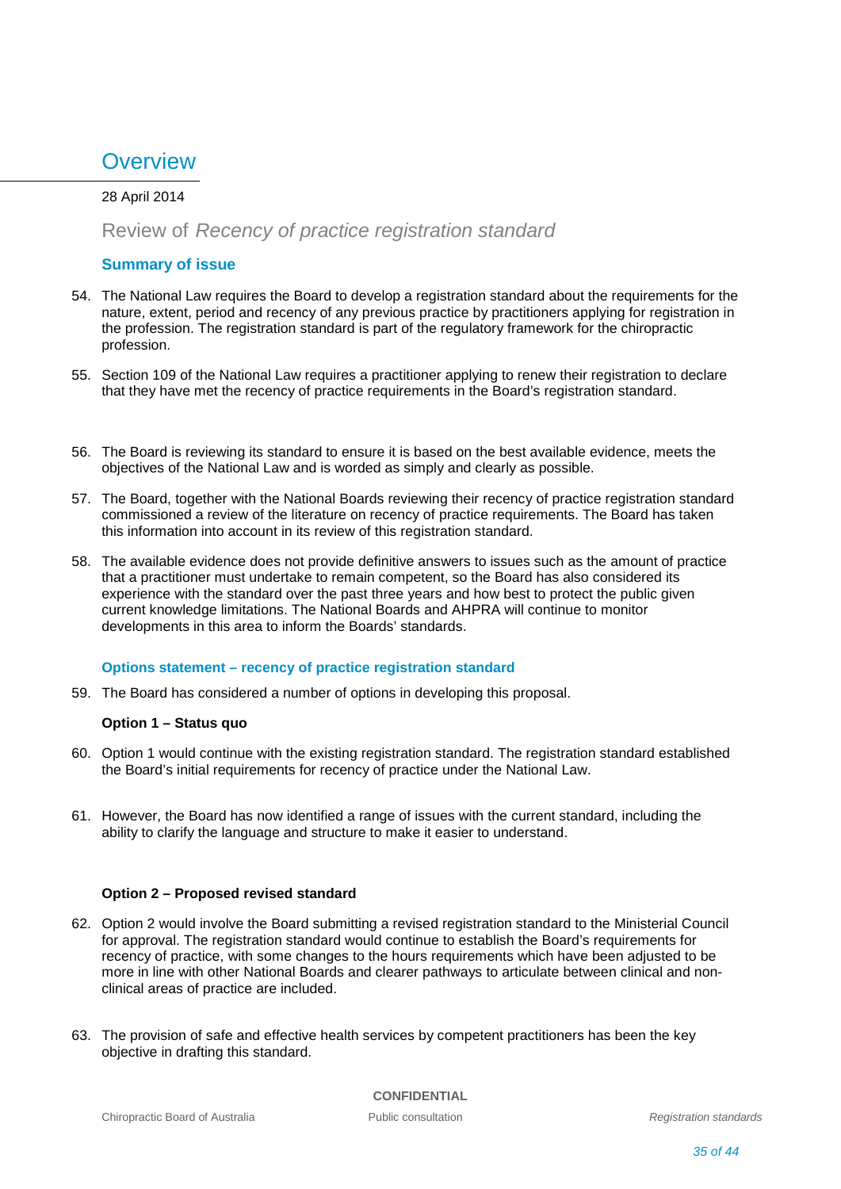# Overview

28 April 2014

## Review of *Recency of practice registration standard*

### Summary of issue

54. The National Law requires the Board to develop a registration standard about the requirements for the nature, extent, period and recency of any previous practice by practitioners applying for registration in the profession. The registration standard is part of the regulatory framework for the chiropractic profession.

55. Section 109 of the National Law requires a practitioner applying to renew their registration to declare that they have met the recency of practice requirements in the Board's registration standard.

56. The Board is reviewing its standard to ensure it is based on the best available evidence, meets the objectives of the National Law and is worded as simply and clearly as possible.

57. The Board, together with the National Boards reviewing their recency of practice registration standard commissioned a review of the literature on recency of practice requirements. The Board has taken this information into account in its review of this registration standard.

58. The available evidence does not provide definitive answers to issues such as the amount of practice that a practitioner must undertake to remain competent, so the Board has also considered its experience with the standard over the past three years and how best to protect the public given current knowledge limitations. The National Boards and AHPRA will continue to monitor developments in this area to inform the Boards' standards.

### Options statement – recency of practice registration standard

59. The Board has considered a number of options in developing this proposal.

**Option 1 – Status quo**

60. Option 1 would continue with the existing registration standard. The registration standard established the Board's initial requirements for recency of practice under the National Law.

61. However, the Board has now identified a range of issues with the current standard, including the ability to clarify the language and structure to make it easier to understand.

**Option 2 – Proposed revised standard**

62. Option 2 would involve the Board submitting a revised registration standard to the Ministerial Council for approval. The registration standard would continue to establish the Board's requirements for recency of practice, with some changes to the hours requirements which have been adjusted to be more in line with other National Boards and clearer pathways to articulate between clinical and non-clinical areas of practice are included.

63. The provision of safe and effective health services by competent practitioners has been the key objective in drafting this standard.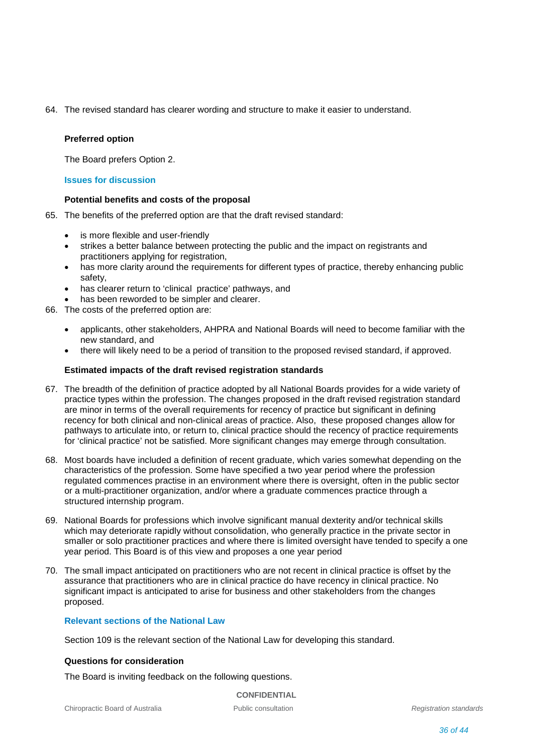64. The revised standard has clearer wording and structure to make it easier to understand.

**Preferred option**

The Board prefers Option 2.

### Issues for discussion

**Potential benefits and costs of the proposal**

65. The benefits of the preferred option are that the draft revised standard:
    - is more flexible and user-friendly
    - strikes a better balance between protecting the public and the impact on registrants and practitioners applying for registration,
    - has more clarity around the requirements for different types of practice, thereby enhancing public safety,
    - has clearer return to 'clinical practice' pathways, and
    - has been reworded to be simpler and clearer.
66. The costs of the preferred option are:
    - applicants, other stakeholders, AHPRA and National Boards will need to become familiar with the new standard, and
    - there will likely need to be a period of transition to the proposed revised standard, if approved.

**Estimated impacts of the draft revised registration standards**

67. The breadth of the definition of practice adopted by all National Boards provides for a wide variety of practice types within the profession. The changes proposed in the draft revised registration standard are minor in terms of the overall requirements for recency of practice but significant in defining recency for both clinical and non-clinical areas of practice. Also, these proposed changes allow for pathways to articulate into, or return to, clinical practice should the recency of practice requirements for 'clinical practice' not be satisfied. More significant changes may emerge through consultation.

68. Most boards have included a definition of recent graduate, which varies somewhat depending on the characteristics of the profession. Some have specified a two year period where the profession regulated commences practise in an environment where there is oversight, often in the public sector or a multi-practitioner organization, and/or where a graduate commences practice through a structured internship program.

69. National Boards for professions which involve significant manual dexterity and/or technical skills which may deteriorate rapidly without consolidation, who generally practice in the private sector in smaller or solo practitioner practices and where there is limited oversight have tended to specify a one year period. This Board is of this view and proposes a one year period

70. The small impact anticipated on practitioners who are not recent in clinical practice is offset by the assurance that practitioners who are in clinical practice do have recency in clinical practice. No significant impact is anticipated to arise for business and other stakeholders from the changes proposed.

### Relevant sections of the National Law

Section 109 is the relevant section of the National Law for developing this standard.

**Questions for consideration**

The Board is inviting feedback on the following questions.

**CONFIDENTIAL**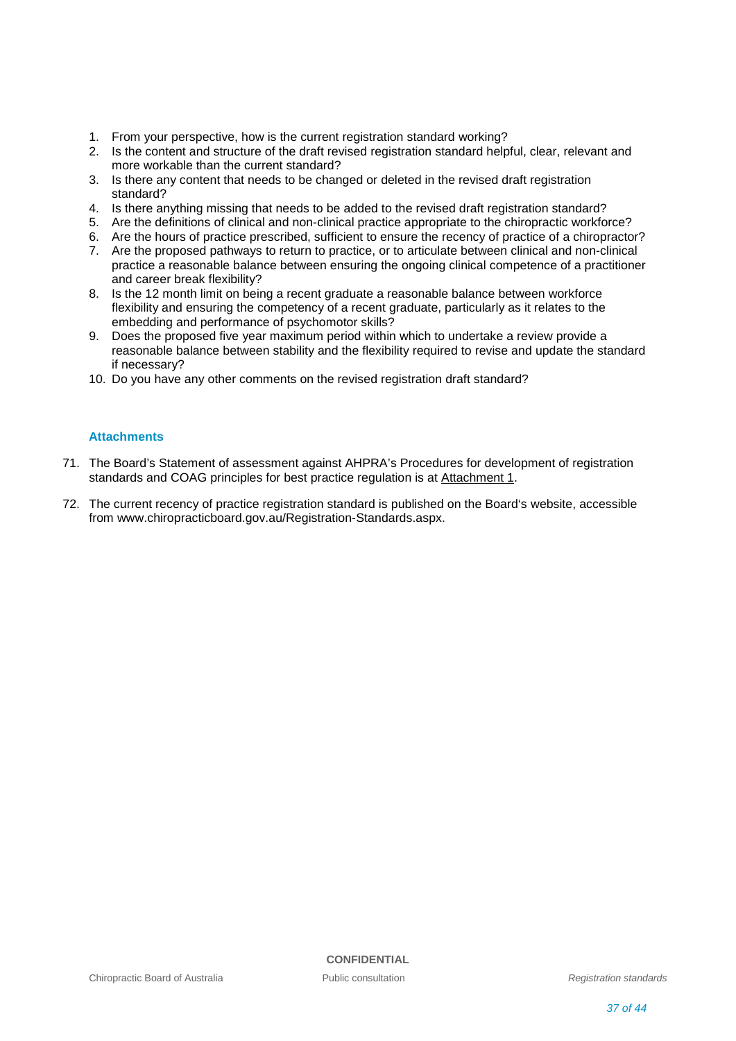1. From your perspective, how is the current registration standard working?
2. Is the content and structure of the draft revised registration standard helpful, clear, relevant and more workable than the current standard?
3. Is there any content that needs to be changed or deleted in the revised draft registration standard?
4. Is there anything missing that needs to be added to the revised draft registration standard?
5. Are the definitions of clinical and non-clinical practice appropriate to the chiropractic workforce?
6. Are the hours of practice prescribed, sufficient to ensure the recency of practice of a chiropractor?
7. Are the proposed pathways to return to practice, or to articulate between clinical and non-clinical practice a reasonable balance between ensuring the ongoing clinical competence of a practitioner and career break flexibility?
8. Is the 12 month limit on being a recent graduate a reasonable balance between workforce flexibility and ensuring the competency of a recent graduate, particularly as it relates to the embedding and performance of psychomotor skills?
9. Does the proposed five year maximum period within which to undertake a review provide a reasonable balance between stability and the flexibility required to revise and update the standard if necessary?
10. Do you have any other comments on the revised registration draft standard?

### Attachments

71. The Board's Statement of assessment against AHPRA's Procedures for development of registration standards and COAG principles for best practice regulation is at Attachment 1.

72. The current recency of practice registration standard is published on the Board's website, accessible from www.chiropracticboard.gov.au/Registration-Standards.aspx.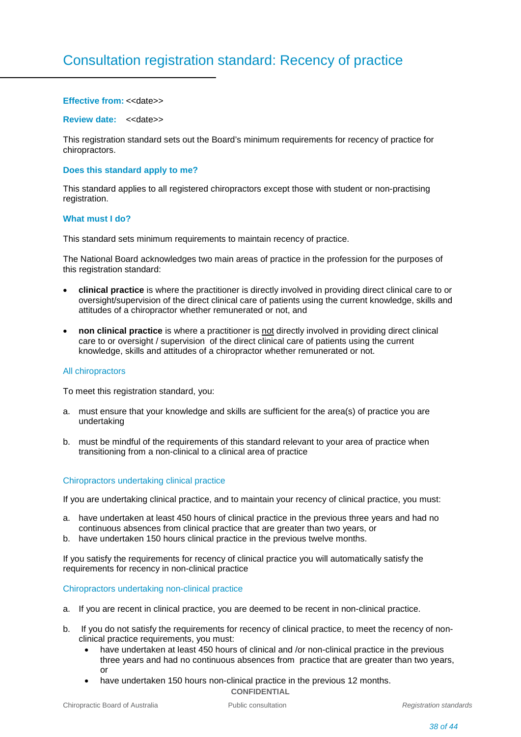# Consultation registration standard: Recency of practice

**Effective from:** <<date>>

**Review date:** <<date>>

This registration standard sets out the Board's minimum requirements for recency of practice for chiropractors.

### Does this standard apply to me?

This standard applies to all registered chiropractors except those with student or non-practising registration.

### What must I do?

This standard sets minimum requirements to maintain recency of practice.

The National Board acknowledges two main areas of practice in the profession for the purposes of this registration standard:

- **clinical practice** is where the practitioner is directly involved in providing direct clinical care to or oversight/supervision of the direct clinical care of patients using the current knowledge, skills and attitudes of a chiropractor whether remunerated or not, and
- **non clinical practice** is where a practitioner is <u>not</u> directly involved in providing direct clinical care to or oversight / supervision of the direct clinical care of patients using the current knowledge, skills and attitudes of a chiropractor whether remunerated or not.

#### All chiropractors

To meet this registration standard, you:

a. must ensure that your knowledge and skills are sufficient for the area(s) of practice you are undertaking

b. must be mindful of the requirements of this standard relevant to your area of practice when transitioning from a non-clinical to a clinical area of practice

#### Chiropractors undertaking clinical practice

If you are undertaking clinical practice, and to maintain your recency of clinical practice, you must:

a. have undertaken at least 450 hours of clinical practice in the previous three years and had no continuous absences from clinical practice that are greater than two years, or
b. have undertaken 150 hours clinical practice in the previous twelve months.

If you satisfy the requirements for recency of clinical practice you will automatically satisfy the requirements for recency in non-clinical practice

#### Chiropractors undertaking non-clinical practice

a. If you are recent in clinical practice, you are deemed to be recent in non-clinical practice.

b. If you do not satisfy the requirements for recency of clinical practice, to meet the recency of non-clinical practice requirements, you must:
   - have undertaken at least 450 hours of clinical and /or non-clinical practice in the previous three years and had no continuous absences from practice that are greater than two years, or
   - have undertaken 150 hours non-clinical practice in the previous 12 months.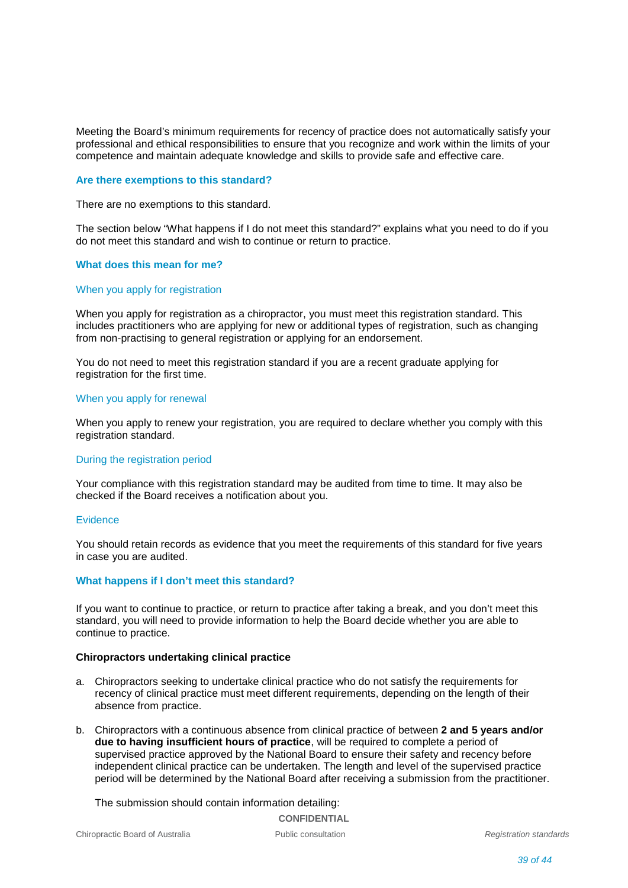Meeting the Board's minimum requirements for recency of practice does not automatically satisfy your professional and ethical responsibilities to ensure that you recognize and work within the limits of your competence and maintain adequate knowledge and skills to provide safe and effective care.

### Are there exemptions to this standard?

There are no exemptions to this standard.

The section below "What happens if I do not meet this standard?" explains what you need to do if you do not meet this standard and wish to continue or return to practice.

### What does this mean for me?

#### When you apply for registration

When you apply for registration as a chiropractor, you must meet this registration standard. This includes practitioners who are applying for new or additional types of registration, such as changing from non-practising to general registration or applying for an endorsement.

You do not need to meet this registration standard if you are a recent graduate applying for registration for the first time.

#### When you apply for renewal

When you apply to renew your registration, you are required to declare whether you comply with this registration standard.

#### During the registration period

Your compliance with this registration standard may be audited from time to time. It may also be checked if the Board receives a notification about you.

#### Evidence

You should retain records as evidence that you meet the requirements of this standard for five years in case you are audited.

### What happens if I don't meet this standard?

If you want to continue to practice, or return to practice after taking a break, and you don't meet this standard, you will need to provide information to help the Board decide whether you are able to continue to practice.

**Chiropractors undertaking clinical practice**

a. Chiropractors seeking to undertake clinical practice who do not satisfy the requirements for recency of clinical practice must meet different requirements, depending on the length of their absence from practice.

b. Chiropractors with a continuous absence from clinical practice of between **2 and 5 years and/or due to having insufficient hours of practice**, will be required to complete a period of supervised practice approved by the National Board to ensure their safety and recency before independent clinical practice can be undertaken. The length and level of the supervised practice period will be determined by the National Board after receiving a submission from the practitioner.

   The submission should contain information detailing: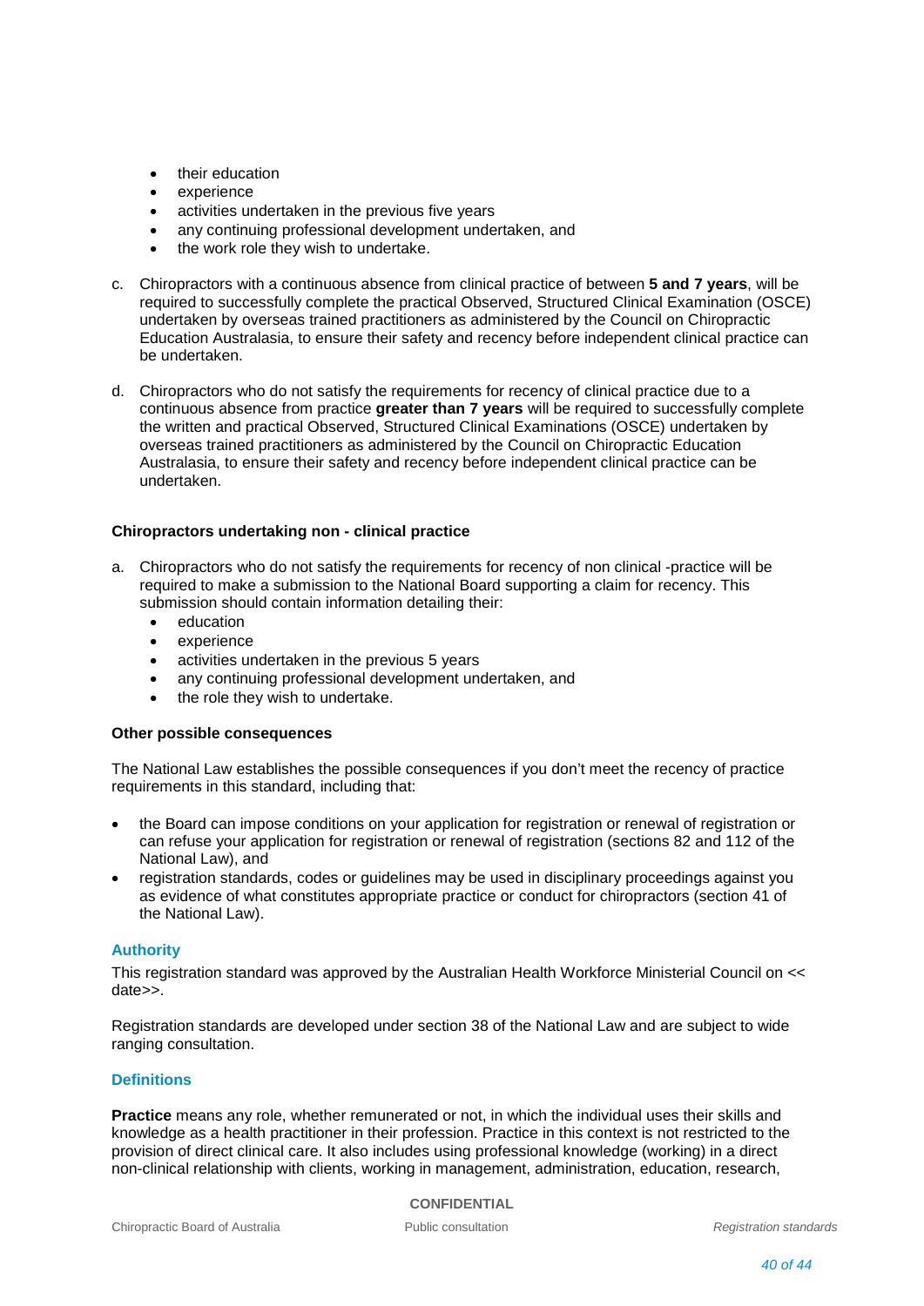- their education
- experience
- activities undertaken in the previous five years
- any continuing professional development undertaken, and
- the work role they wish to undertake.

c. Chiropractors with a continuous absence from clinical practice of between **5 and 7 years**, will be required to successfully complete the practical Observed, Structured Clinical Examination (OSCE) undertaken by overseas trained practitioners as administered by the Council on Chiropractic Education Australasia, to ensure their safety and recency before independent clinical practice can be undertaken.

d. Chiropractors who do not satisfy the requirements for recency of clinical practice due to a continuous absence from practice **greater than 7 years** will be required to successfully complete the written and practical Observed, Structured Clinical Examinations (OSCE) undertaken by overseas trained practitioners as administered by the Council on Chiropractic Education Australasia, to ensure their safety and recency before independent clinical practice can be undertaken.

**Chiropractors undertaking non - clinical practice**

a. Chiropractors who do not satisfy the requirements for recency of non clinical -practice will be required to make a submission to the National Board supporting a claim for recency. This submission should contain information detailing their:
   - education
   - experience
   - activities undertaken in the previous 5 years
   - any continuing professional development undertaken, and
   - the role they wish to undertake.

**Other possible consequences**

The National Law establishes the possible consequences if you don't meet the recency of practice requirements in this standard, including that:

- the Board can impose conditions on your application for registration or renewal of registration or can refuse your application for registration or renewal of registration (sections 82 and 112 of the National Law), and
- registration standards, codes or guidelines may be used in disciplinary proceedings against you as evidence of what constitutes appropriate practice or conduct for chiropractors (section 41 of the National Law).

## Authority

This registration standard was approved by the Australian Health Workforce Ministerial Council on << date>>.

Registration standards are developed under section 38 of the National Law and are subject to wide ranging consultation.

## Definitions

**Practice** means any role, whether remunerated or not, in which the individual uses their skills and knowledge as a health practitioner in their profession. Practice in this context is not restricted to the provision of direct clinical care. It also includes using professional knowledge (working) in a direct non-clinical relationship with clients, working in management, administration, education, research,

CONFIDENTIAL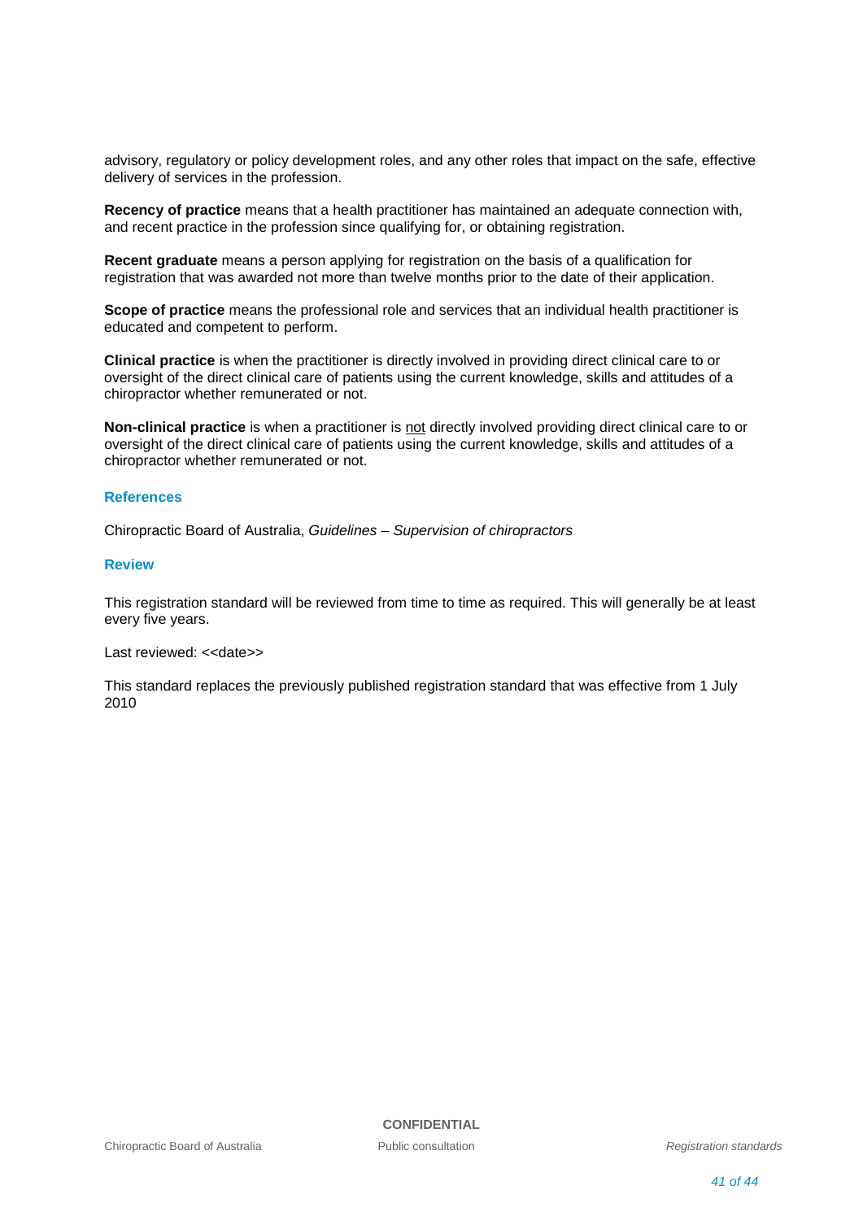advisory, regulatory or policy development roles, and any other roles that impact on the safe, effective delivery of services in the profession.

**Recency of practice** means that a health practitioner has maintained an adequate connection with, and recent practice in the profession since qualifying for, or obtaining registration.

**Recent graduate** means a person applying for registration on the basis of a qualification for registration that was awarded not more than twelve months prior to the date of their application.

**Scope of practice** means the professional role and services that an individual health practitioner is educated and competent to perform.

**Clinical practice** is when the practitioner is directly involved in providing direct clinical care to or oversight of the direct clinical care of patients using the current knowledge, skills and attitudes of a chiropractor whether remunerated or not.

**Non-clinical practice** is when a practitioner is <u>not</u> directly involved providing direct clinical care to or oversight of the direct clinical care of patients using the current knowledge, skills and attitudes of a chiropractor whether remunerated or not.

## References

Chiropractic Board of Australia, *Guidelines – Supervision of chiropractors*

## Review

This registration standard will be reviewed from time to time as required. This will generally be at least every five years.

Last reviewed: <<date>>

This standard replaces the previously published registration standard that was effective from 1 July 2010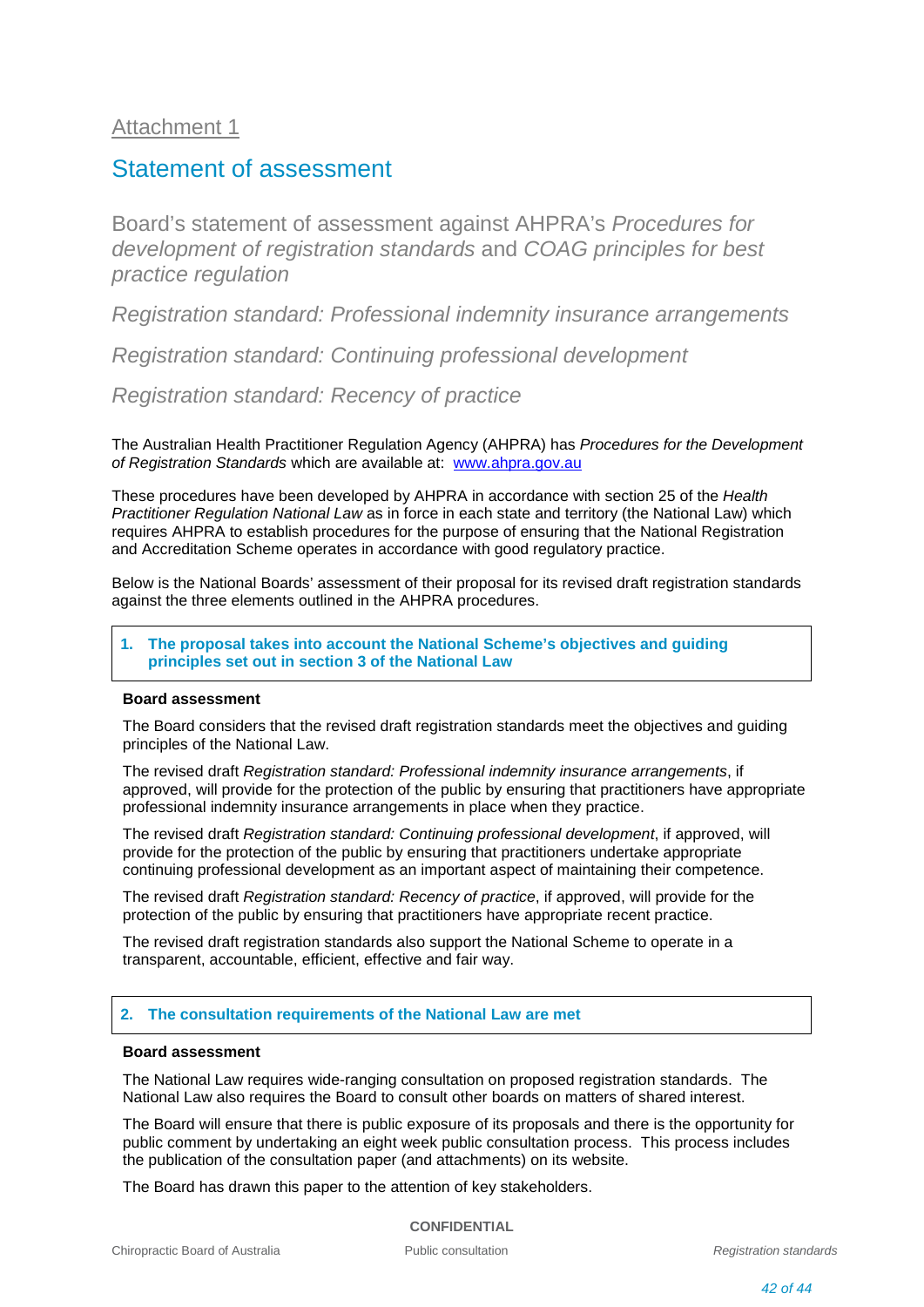Attachment 1

# Statement of assessment

## Board's statement of assessment against AHPRA's *Procedures for development of registration standards* and *COAG principles for best practice regulation*

### *Registration standard: Professional indemnity insurance arrangements*

### *Registration standard: Continuing professional development*

### *Registration standard: Recency of practice*

The Australian Health Practitioner Regulation Agency (AHPRA) has *Procedures for the Development of Registration Standards* which are available at: www.ahpra.gov.au

These procedures have been developed by AHPRA in accordance with section 25 of the *Health Practitioner Regulation National Law* as in force in each state and territory (the National Law) which requires AHPRA to establish procedures for the purpose of ensuring that the National Registration and Accreditation Scheme operates in accordance with good regulatory practice.

Below is the National Boards' assessment of their proposal for its revised draft registration standards against the three elements outlined in the AHPRA procedures.

**1. The proposal takes into account the National Scheme's objectives and guiding principles set out in section 3 of the National Law**

**Board assessment**

The Board considers that the revised draft registration standards meet the objectives and guiding principles of the National Law.

The revised draft *Registration standard: Professional indemnity insurance arrangements*, if approved, will provide for the protection of the public by ensuring that practitioners have appropriate professional indemnity insurance arrangements in place when they practice.

The revised draft *Registration standard: Continuing professional development*, if approved, will provide for the protection of the public by ensuring that practitioners undertake appropriate continuing professional development as an important aspect of maintaining their competence.

The revised draft *Registration standard: Recency of practice*, if approved, will provide for the protection of the public by ensuring that practitioners have appropriate recent practice.

The revised draft registration standards also support the National Scheme to operate in a transparent, accountable, efficient, effective and fair way.

**2. The consultation requirements of the National Law are met**

**Board assessment**

The National Law requires wide-ranging consultation on proposed registration standards. The National Law also requires the Board to consult other boards on matters of shared interest.

The Board will ensure that there is public exposure of its proposals and there is the opportunity for public comment by undertaking an eight week public consultation process. This process includes the publication of the consultation paper (and attachments) on its website.

The Board has drawn this paper to the attention of key stakeholders.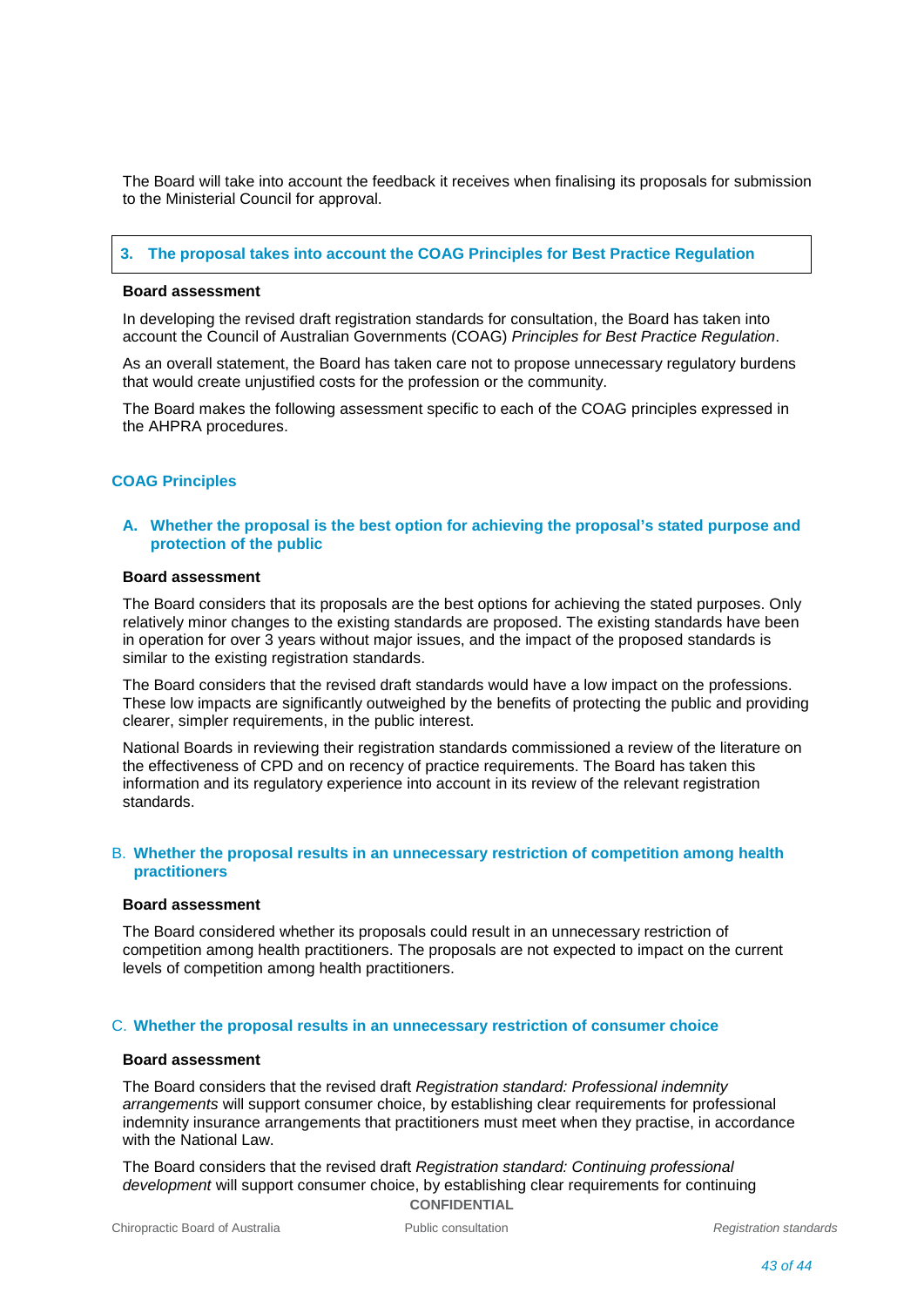The Board will take into account the feedback it receives when finalising its proposals for submission to the Ministerial Council for approval.

### 3. The proposal takes into account the COAG Principles for Best Practice Regulation

**Board assessment**

In developing the revised draft registration standards for consultation, the Board has taken into account the Council of Australian Governments (COAG) *Principles for Best Practice Regulation*.

As an overall statement, the Board has taken care not to propose unnecessary regulatory burdens that would create unjustified costs for the profession or the community.

The Board makes the following assessment specific to each of the COAG principles expressed in the AHPRA procedures.

## COAG Principles

### A. Whether the proposal is the best option for achieving the proposal's stated purpose and protection of the public

**Board assessment**

The Board considers that its proposals are the best options for achieving the stated purposes. Only relatively minor changes to the existing standards are proposed. The existing standards have been in operation for over 3 years without major issues, and the impact of the proposed standards is similar to the existing registration standards.

The Board considers that the revised draft standards would have a low impact on the professions. These low impacts are significantly outweighed by the benefits of protecting the public and providing clearer, simpler requirements, in the public interest.

National Boards in reviewing their registration standards commissioned a review of the literature on the effectiveness of CPD and on recency of practice requirements. The Board has taken this information and its regulatory experience into account in its review of the relevant registration standards.

### B. Whether the proposal results in an unnecessary restriction of competition among health practitioners

**Board assessment**

The Board considered whether its proposals could result in an unnecessary restriction of competition among health practitioners. The proposals are not expected to impact on the current levels of competition among health practitioners.

### C. Whether the proposal results in an unnecessary restriction of consumer choice

**Board assessment**

The Board considers that the revised draft *Registration standard: Professional indemnity arrangements* will support consumer choice, by establishing clear requirements for professional indemnity insurance arrangements that practitioners must meet when they practise, in accordance with the National Law.

The Board considers that the revised draft *Registration standard: Continuing professional development* will support consumer choice, by establishing clear requirements for continuing

CONFIDENTIAL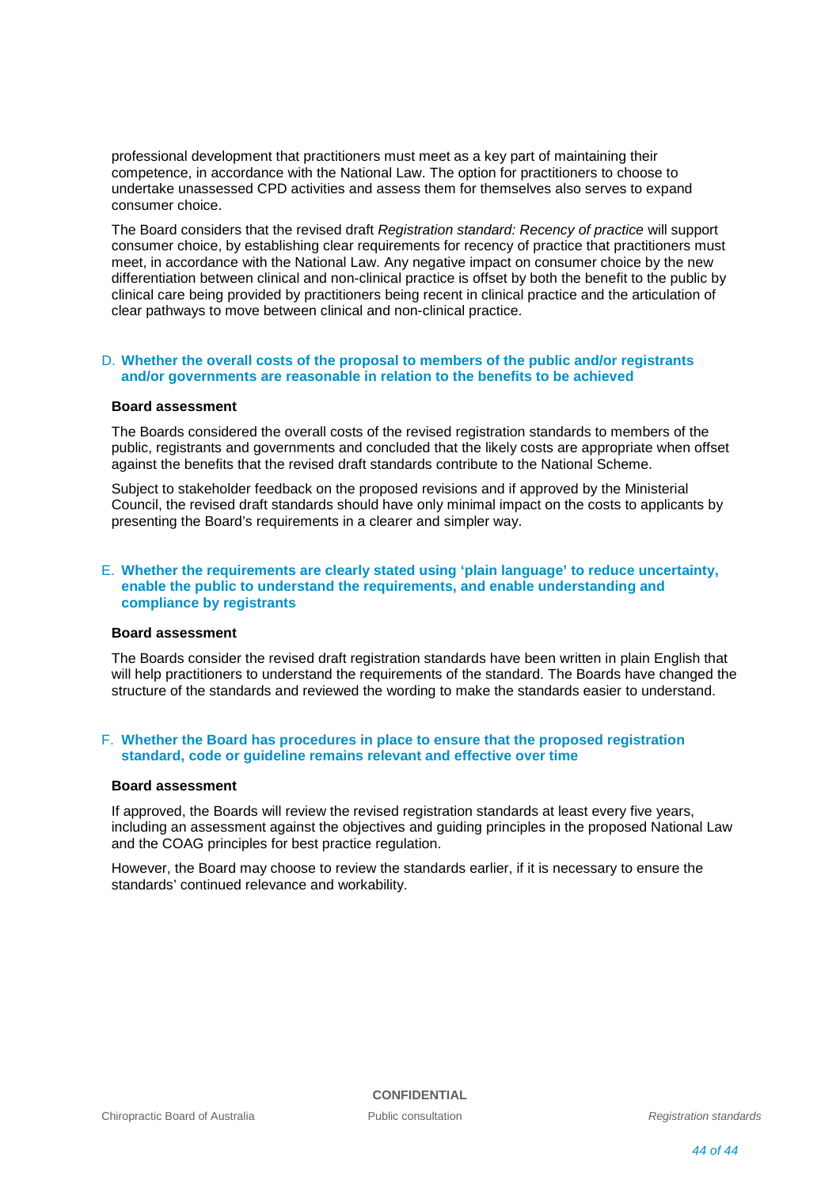professional development that practitioners must meet as a key part of maintaining their competence, in accordance with the National Law. The option for practitioners to choose to undertake unassessed CPD activities and assess them for themselves also serves to expand consumer choice.

The Board considers that the revised draft *Registration standard: Recency of practice* will support consumer choice, by establishing clear requirements for recency of practice that practitioners must meet, in accordance with the National Law. Any negative impact on consumer choice by the new differentiation between clinical and non-clinical practice is offset by both the benefit to the public by clinical care being provided by practitioners being recent in clinical practice and the articulation of clear pathways to move between clinical and non-clinical practice.

### D. Whether the overall costs of the proposal to members of the public and/or registrants and/or governments are reasonable in relation to the benefits to be achieved

**Board assessment**

The Boards considered the overall costs of the revised registration standards to members of the public, registrants and governments and concluded that the likely costs are appropriate when offset against the benefits that the revised draft standards contribute to the National Scheme.

Subject to stakeholder feedback on the proposed revisions and if approved by the Ministerial Council, the revised draft standards should have only minimal impact on the costs to applicants by presenting the Board's requirements in a clearer and simpler way.

### E. Whether the requirements are clearly stated using 'plain language' to reduce uncertainty, enable the public to understand the requirements, and enable understanding and compliance by registrants

**Board assessment**

The Boards consider the revised draft registration standards have been written in plain English that will help practitioners to understand the requirements of the standard. The Boards have changed the structure of the standards and reviewed the wording to make the standards easier to understand.

### F. Whether the Board has procedures in place to ensure that the proposed registration standard, code or guideline remains relevant and effective over time

**Board assessment**

If approved, the Boards will review the revised registration standards at least every five years, including an assessment against the objectives and guiding principles in the proposed National Law and the COAG principles for best practice regulation.

However, the Board may choose to review the standards earlier, if it is necessary to ensure the standards' continued relevance and workability.